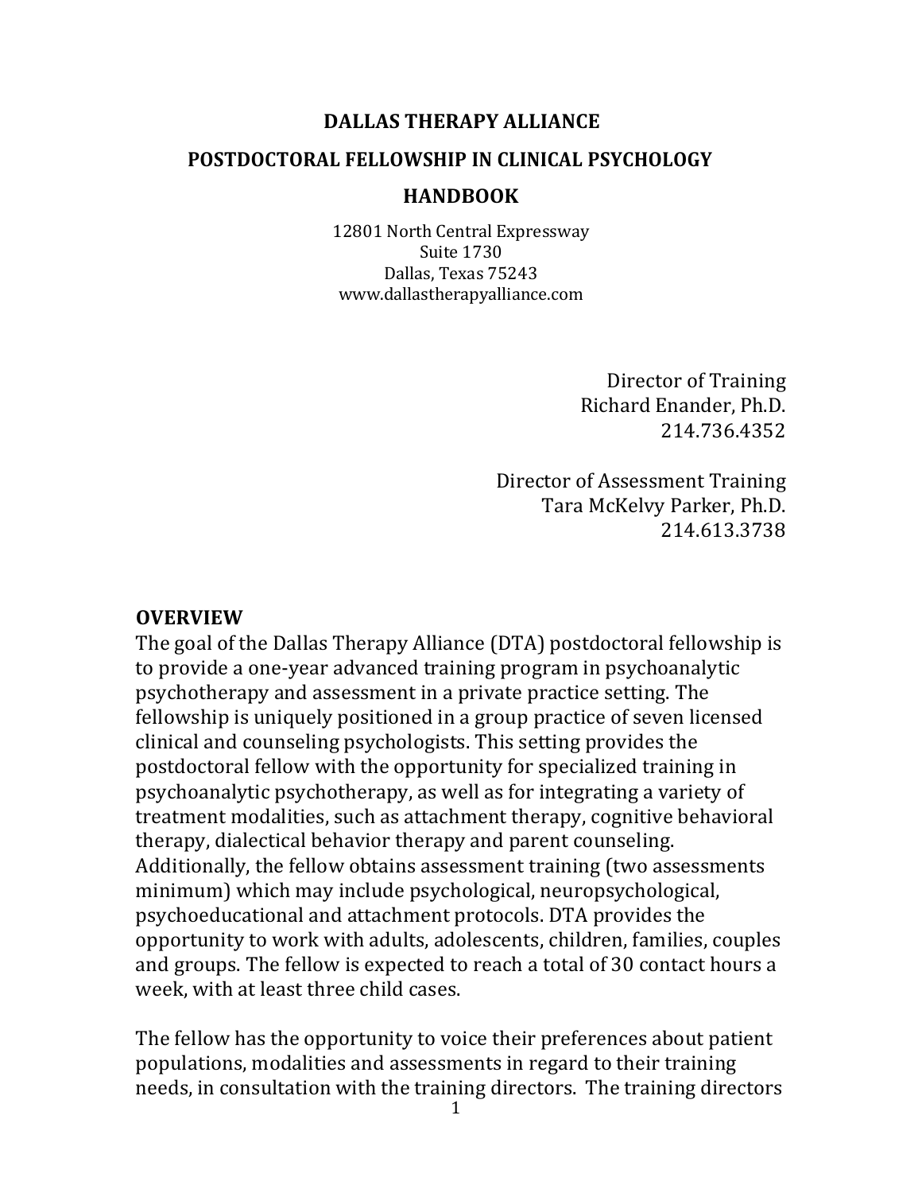# DALLAS THERAPY ALLIANCE

## POSTDOCTORAL FELLOWSHIP IN CLINICAL PSYCHOLOGY

## HANDBOOK

12801 North Central Expressway
Suite 1730
Dallas, Texas 75243
www.dallastherapyalliance.com

Director of Training
Richard Enander, Ph.D.
214.736.4352

Director of Assessment Training
Tara McKelvy Parker, Ph.D.
214.613.3738

## OVERVIEW

The goal of the Dallas Therapy Alliance (DTA) postdoctoral fellowship is to provide a one-year advanced training program in psychoanalytic psychotherapy and assessment in a private practice setting. The fellowship is uniquely positioned in a group practice of seven licensed clinical and counseling psychologists. This setting provides the postdoctoral fellow with the opportunity for specialized training in psychoanalytic psychotherapy, as well as for integrating a variety of treatment modalities, such as attachment therapy, cognitive behavioral therapy, dialectical behavior therapy and parent counseling. Additionally, the fellow obtains assessment training (two assessments minimum) which may include psychological, neuropsychological, psychoeducational and attachment protocols. DTA provides the opportunity to work with adults, adolescents, children, families, couples and groups. The fellow is expected to reach a total of 30 contact hours a week, with at least three child cases.

The fellow has the opportunity to voice their preferences about patient populations, modalities and assessments in regard to their training needs, in consultation with the training directors. The training directors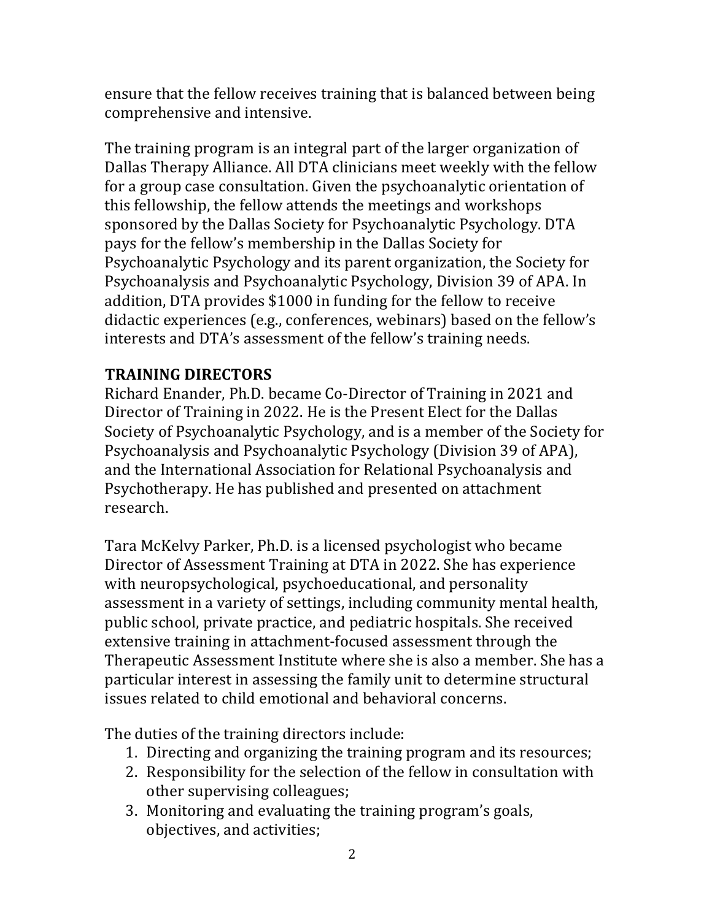ensure that the fellow receives training that is balanced between being comprehensive and intensive.

The training program is an integral part of the larger organization of Dallas Therapy Alliance. All DTA clinicians meet weekly with the fellow for a group case consultation. Given the psychoanalytic orientation of this fellowship, the fellow attends the meetings and workshops sponsored by the Dallas Society for Psychoanalytic Psychology. DTA pays for the fellow's membership in the Dallas Society for Psychoanalytic Psychology and its parent organization, the Society for Psychoanalysis and Psychoanalytic Psychology, Division 39 of APA. In addition, DTA provides $1000 in funding for the fellow to receive didactic experiences (e.g., conferences, webinars) based on the fellow's interests and DTA's assessment of the fellow's training needs.

**TRAINING DIRECTORS**

Richard Enander, Ph.D. became Co-Director of Training in 2021 and Director of Training in 2022. He is the Present Elect for the Dallas Society of Psychoanalytic Psychology, and is a member of the Society for Psychoanalysis and Psychoanalytic Psychology (Division 39 of APA), and the International Association for Relational Psychoanalysis and Psychotherapy. He has published and presented on attachment research.

Tara McKelvy Parker, Ph.D. is a licensed psychologist who became Director of Assessment Training at DTA in 2022. She has experience with neuropsychological, psychoeducational, and personality assessment in a variety of settings, including community mental health, public school, private practice, and pediatric hospitals. She received extensive training in attachment-focused assessment through the Therapeutic Assessment Institute where she is also a member. She has a particular interest in assessing the family unit to determine structural issues related to child emotional and behavioral concerns.

The duties of the training directors include:

1. Directing and organizing the training program and its resources;
2. Responsibility for the selection of the fellow in consultation with other supervising colleagues;
3. Monitoring and evaluating the training program's goals, objectives, and activities;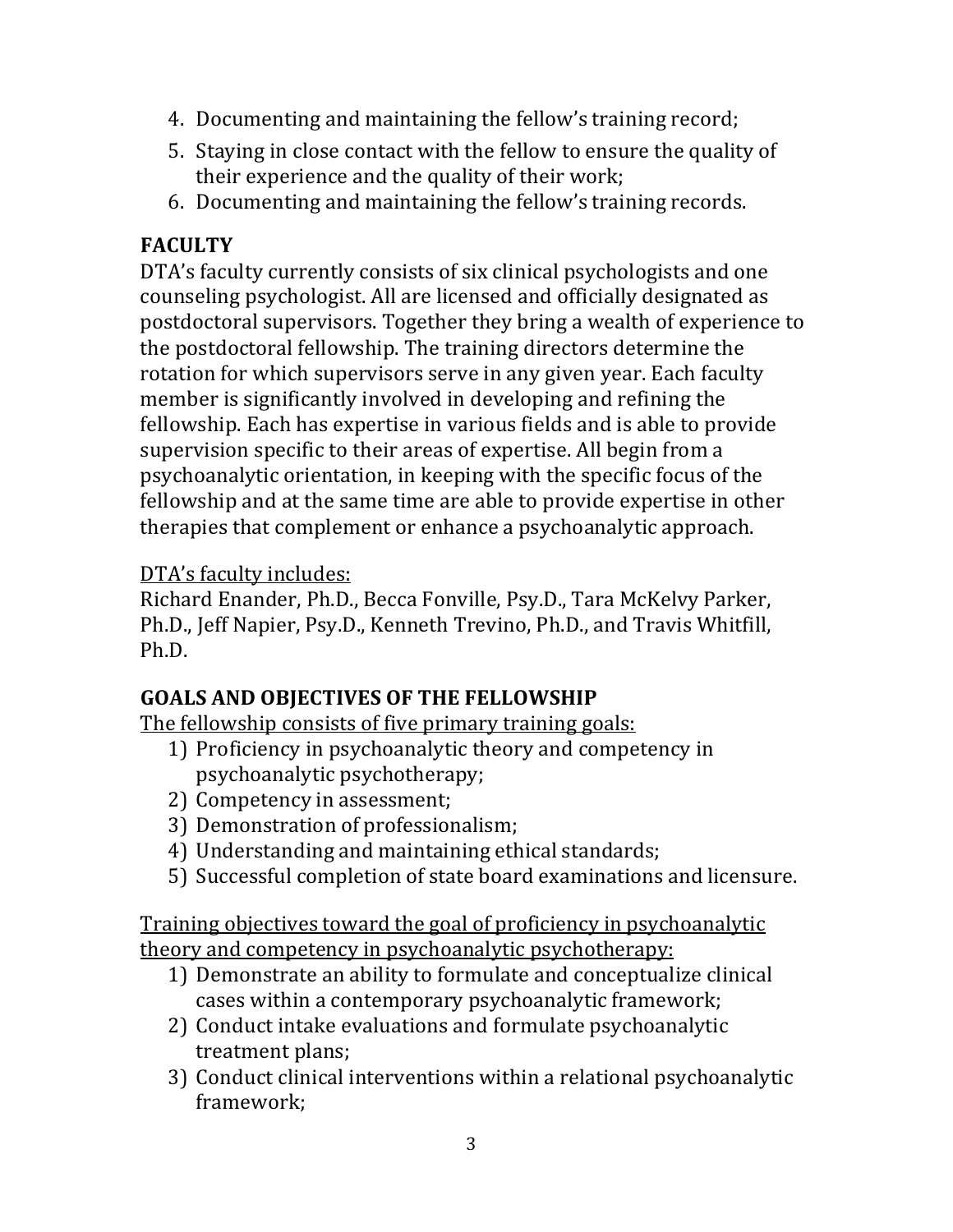4. Documenting and maintaining the fellow's training record;
5. Staying in close contact with the fellow to ensure the quality of their experience and the quality of their work;
6. Documenting and maintaining the fellow's training records.

## FACULTY

DTA's faculty currently consists of six clinical psychologists and one counseling psychologist. All are licensed and officially designated as postdoctoral supervisors. Together they bring a wealth of experience to the postdoctoral fellowship. The training directors determine the rotation for which supervisors serve in any given year. Each faculty member is significantly involved in developing and refining the fellowship. Each has expertise in various fields and is able to provide supervision specific to their areas of expertise. All begin from a psychoanalytic orientation, in keeping with the specific focus of the fellowship and at the same time are able to provide expertise in other therapies that complement or enhance a psychoanalytic approach.

<u>DTA's faculty includes:</u>
Richard Enander, Ph.D., Becca Fonville, Psy.D., Tara McKelvy Parker, Ph.D., Jeff Napier, Psy.D., Kenneth Trevino, Ph.D., and Travis Whitfill, Ph.D.

## GOALS AND OBJECTIVES OF THE FELLOWSHIP

<u>The fellowship consists of five primary training goals:</u>

1) Proficiency in psychoanalytic theory and competency in psychoanalytic psychotherapy;
2) Competency in assessment;
3) Demonstration of professionalism;
4) Understanding and maintaining ethical standards;
5) Successful completion of state board examinations and licensure.

<u>Training objectives toward the goal of proficiency in psychoanalytic theory and competency in psychoanalytic psychotherapy:</u>

1) Demonstrate an ability to formulate and conceptualize clinical cases within a contemporary psychoanalytic framework;
2) Conduct intake evaluations and formulate psychoanalytic treatment plans;
3) Conduct clinical interventions within a relational psychoanalytic framework;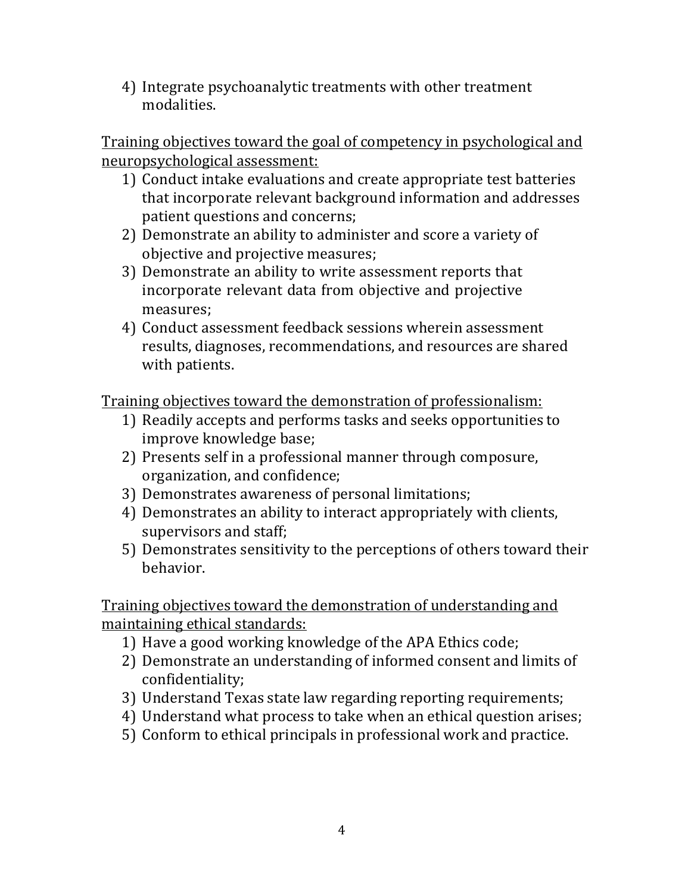4) Integrate psychoanalytic treatments with other treatment modalities.

<u>Training objectives toward the goal of competency in psychological and neuropsychological assessment:</u>

1) Conduct intake evaluations and create appropriate test batteries that incorporate relevant background information and addresses patient questions and concerns;
2) Demonstrate an ability to administer and score a variety of objective and projective measures;
3) Demonstrate an ability to write assessment reports that incorporate relevant data from objective and projective measures;
4) Conduct assessment feedback sessions wherein assessment results, diagnoses, recommendations, and resources are shared with patients.

<u>Training objectives toward the demonstration of professionalism:</u>

1) Readily accepts and performs tasks and seeks opportunities to improve knowledge base;
2) Presents self in a professional manner through composure, organization, and confidence;
3) Demonstrates awareness of personal limitations;
4) Demonstrates an ability to interact appropriately with clients, supervisors and staff;
5) Demonstrates sensitivity to the perceptions of others toward their behavior.

<u>Training objectives toward the demonstration of understanding and maintaining ethical standards:</u>

1) Have a good working knowledge of the APA Ethics code;
2) Demonstrate an understanding of informed consent and limits of confidentiality;
3) Understand Texas state law regarding reporting requirements;
4) Understand what process to take when an ethical question arises;
5) Conform to ethical principals in professional work and practice.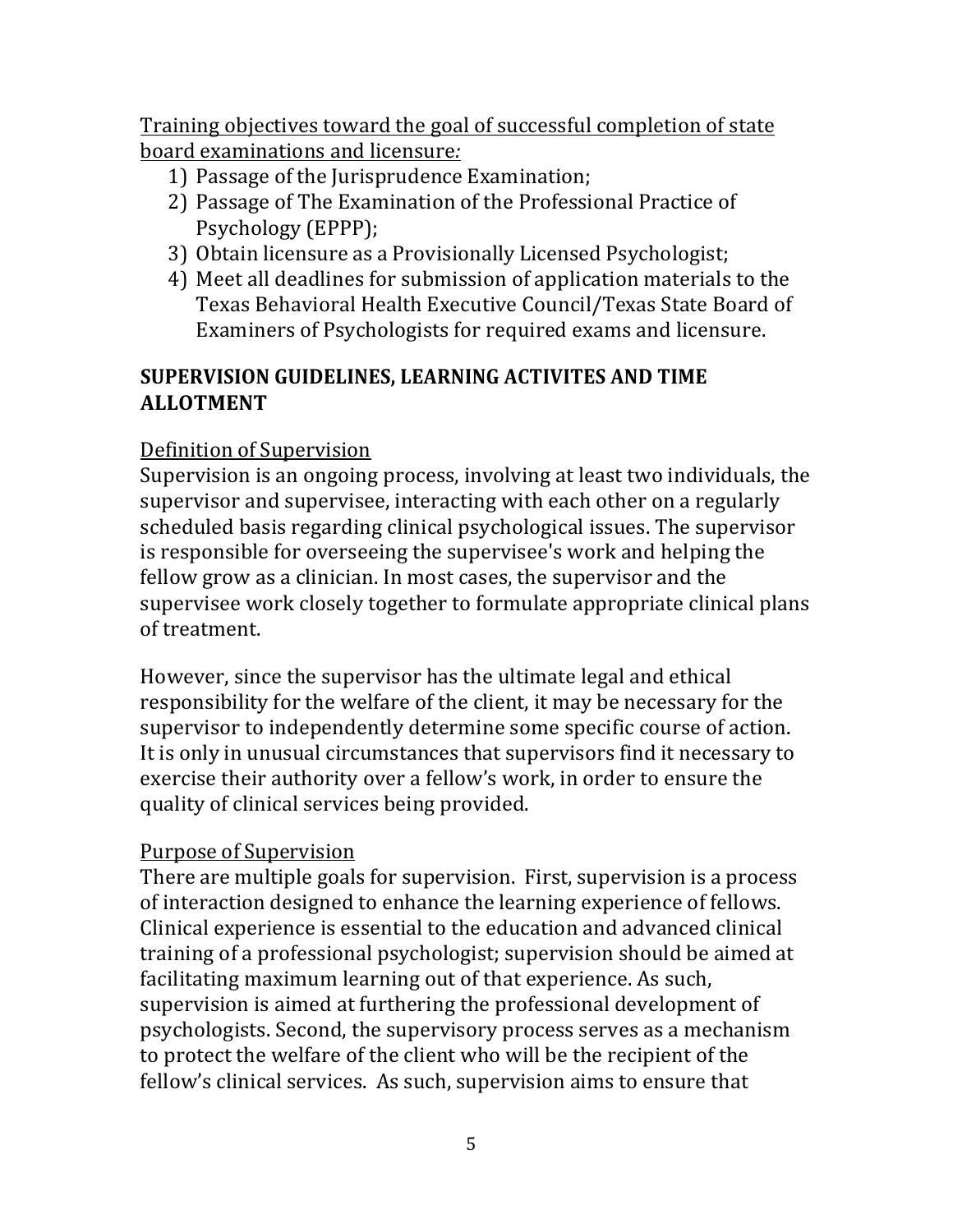Training objectives toward the goal of successful completion of state board examinations and licensure*:*

1) Passage of the Jurisprudence Examination;
2) Passage of The Examination of the Professional Practice of Psychology (EPPP);
3) Obtain licensure as a Provisionally Licensed Psychologist;
4) Meet all deadlines for submission of application materials to the Texas Behavioral Health Executive Council/Texas State Board of Examiners of Psychologists for required exams and licensure.

## SUPERVISION GUIDELINES, LEARNING ACTIVITES AND TIME ALLOTMENT

Definition of Supervision

Supervision is an ongoing process, involving at least two individuals, the supervisor and supervisee, interacting with each other on a regularly scheduled basis regarding clinical psychological issues. The supervisor is responsible for overseeing the supervisee's work and helping the fellow grow as a clinician. In most cases, the supervisor and the supervisee work closely together to formulate appropriate clinical plans of treatment.

However, since the supervisor has the ultimate legal and ethical responsibility for the welfare of the client, it may be necessary for the supervisor to independently determine some specific course of action. It is only in unusual circumstances that supervisors find it necessary to exercise their authority over a fellow's work, in order to ensure the quality of clinical services being provided.

Purpose of Supervision

There are multiple goals for supervision. First, supervision is a process of interaction designed to enhance the learning experience of fellows. Clinical experience is essential to the education and advanced clinical training of a professional psychologist; supervision should be aimed at facilitating maximum learning out of that experience. As such, supervision is aimed at furthering the professional development of psychologists. Second, the supervisory process serves as a mechanism to protect the welfare of the client who will be the recipient of the fellow's clinical services. As such, supervision aims to ensure that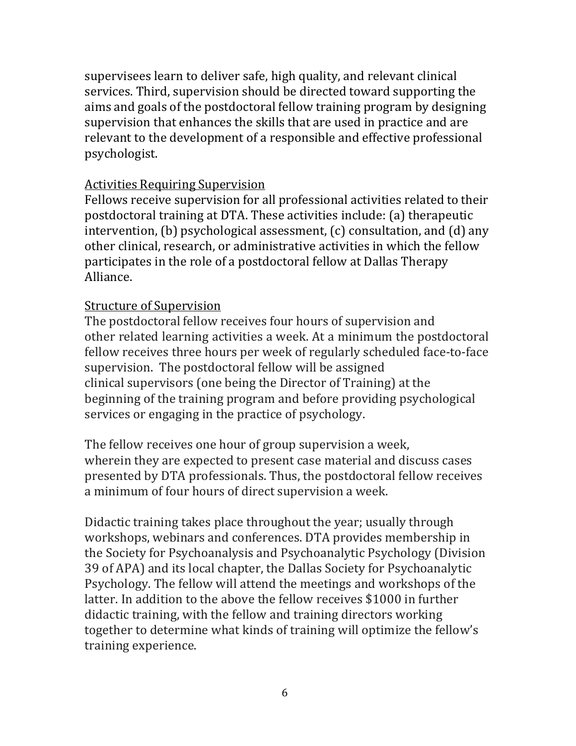supervisees learn to deliver safe, high quality, and relevant clinical services. Third, supervision should be directed toward supporting the aims and goals of the postdoctoral fellow training program by designing supervision that enhances the skills that are used in practice and are relevant to the development of a responsible and effective professional psychologist.

<u>Activities Requiring Supervision</u>

Fellows receive supervision for all professional activities related to their postdoctoral training at DTA. These activities include: (a) therapeutic intervention, (b) psychological assessment, (c) consultation, and (d) any other clinical, research, or administrative activities in which the fellow participates in the role of a postdoctoral fellow at Dallas Therapy Alliance.

<u>Structure of Supervision</u>

The postdoctoral fellow receives four hours of supervision and other related learning activities a week. At a minimum the postdoctoral fellow receives three hours per week of regularly scheduled face-to-face supervision. The postdoctoral fellow will be assigned clinical supervisors (one being the Director of Training) at the beginning of the training program and before providing psychological services or engaging in the practice of psychology.

The fellow receives one hour of group supervision a week, wherein they are expected to present case material and discuss cases presented by DTA professionals. Thus, the postdoctoral fellow receives a minimum of four hours of direct supervision a week.

Didactic training takes place throughout the year; usually through workshops, webinars and conferences. DTA provides membership in the Society for Psychoanalysis and Psychoanalytic Psychology (Division 39 of APA) and its local chapter, the Dallas Society for Psychoanalytic Psychology. The fellow will attend the meetings and workshops of the latter. In addition to the above the fellow receives $1000 in further didactic training, with the fellow and training directors working together to determine what kinds of training will optimize the fellow's training experience.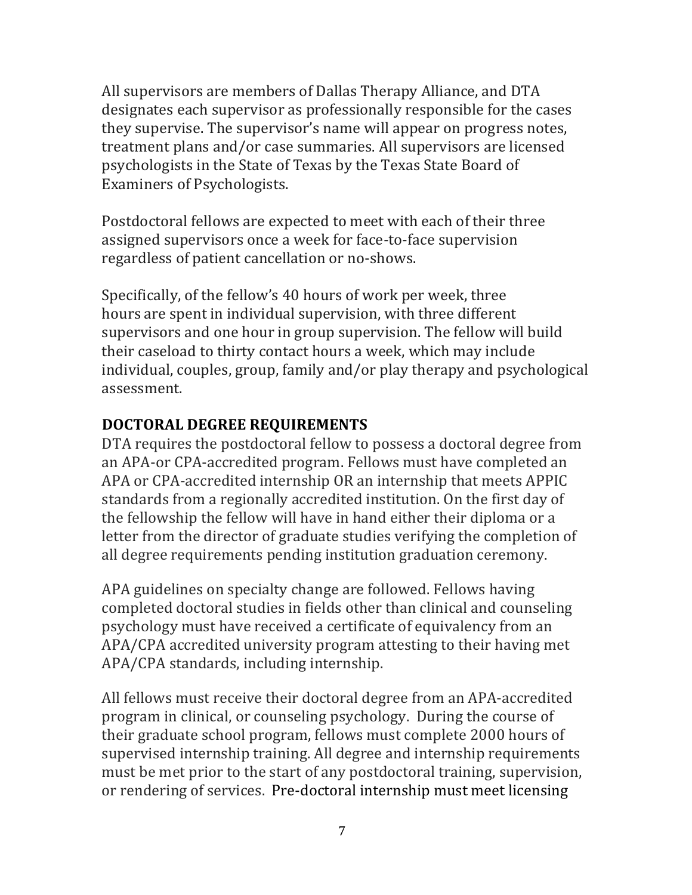All supervisors are members of Dallas Therapy Alliance, and DTA designates each supervisor as professionally responsible for the cases they supervise. The supervisor's name will appear on progress notes, treatment plans and/or case summaries. All supervisors are licensed psychologists in the State of Texas by the Texas State Board of Examiners of Psychologists.

Postdoctoral fellows are expected to meet with each of their three assigned supervisors once a week for face-to-face supervision regardless of patient cancellation or no-shows.

Specifically, of the fellow's 40 hours of work per week, three hours are spent in individual supervision, with three different supervisors and one hour in group supervision. The fellow will build their caseload to thirty contact hours a week, which may include individual, couples, group, family and/or play therapy and psychological assessment.

## DOCTORAL DEGREE REQUIREMENTS

DTA requires the postdoctoral fellow to possess a doctoral degree from an APA-or CPA-accredited program. Fellows must have completed an APA or CPA-accredited internship OR an internship that meets APPIC standards from a regionally accredited institution. On the first day of the fellowship the fellow will have in hand either their diploma or a letter from the director of graduate studies verifying the completion of all degree requirements pending institution graduation ceremony.

APA guidelines on specialty change are followed. Fellows having completed doctoral studies in fields other than clinical and counseling psychology must have received a certificate of equivalency from an APA/CPA accredited university program attesting to their having met APA/CPA standards, including internship.

All fellows must receive their doctoral degree from an APA-accredited program in clinical, or counseling psychology. During the course of their graduate school program, fellows must complete 2000 hours of supervised internship training. All degree and internship requirements must be met prior to the start of any postdoctoral training, supervision, or rendering of services. Pre-doctoral internship must meet licensing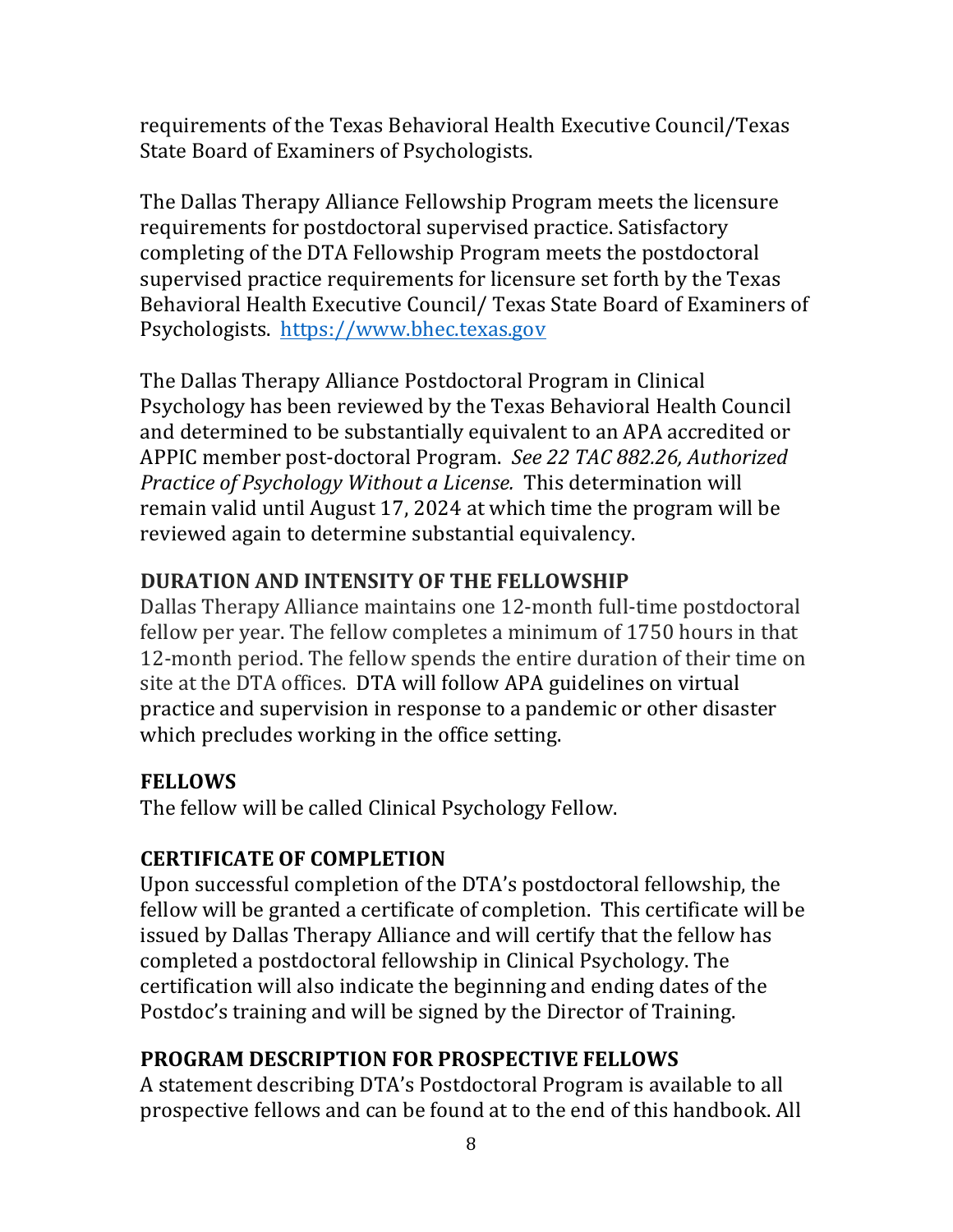requirements of the Texas Behavioral Health Executive Council/Texas State Board of Examiners of Psychologists.

The Dallas Therapy Alliance Fellowship Program meets the licensure requirements for postdoctoral supervised practice. Satisfactory completing of the DTA Fellowship Program meets the postdoctoral supervised practice requirements for licensure set forth by the Texas Behavioral Health Executive Council/ Texas State Board of Examiners of Psychologists. https://www.bhec.texas.gov

The Dallas Therapy Alliance Postdoctoral Program in Clinical Psychology has been reviewed by the Texas Behavioral Health Council and determined to be substantially equivalent to an APA accredited or APPIC member post-doctoral Program. *See 22 TAC 882.26, Authorized Practice of Psychology Without a License.* This determination will remain valid until August 17, 2024 at which time the program will be reviewed again to determine substantial equivalency.

## DURATION AND INTENSITY OF THE FELLOWSHIP

Dallas Therapy Alliance maintains one 12-month full-time postdoctoral fellow per year. The fellow completes a minimum of 1750 hours in that 12-month period. The fellow spends the entire duration of their time on site at the DTA offices. DTA will follow APA guidelines on virtual practice and supervision in response to a pandemic or other disaster which precludes working in the office setting.

## FELLOWS

The fellow will be called Clinical Psychology Fellow.

## CERTIFICATE OF COMPLETION

Upon successful completion of the DTA's postdoctoral fellowship, the fellow will be granted a certificate of completion. This certificate will be issued by Dallas Therapy Alliance and will certify that the fellow has completed a postdoctoral fellowship in Clinical Psychology. The certification will also indicate the beginning and ending dates of the Postdoc's training and will be signed by the Director of Training.

## PROGRAM DESCRIPTION FOR PROSPECTIVE FELLOWS

A statement describing DTA's Postdoctoral Program is available to all prospective fellows and can be found at to the end of this handbook. All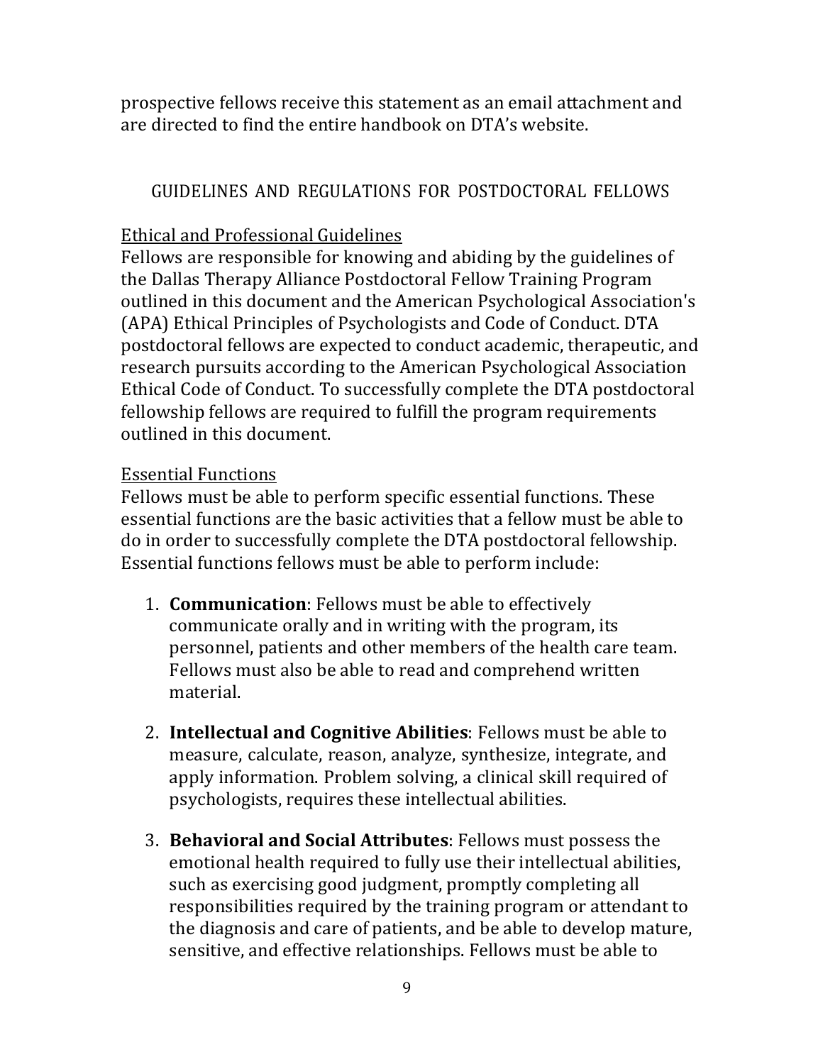prospective fellows receive this statement as an email attachment and are directed to find the entire handbook on DTA's website.

## GUIDELINES AND REGULATIONS FOR POSTDOCTORAL FELLOWS

### Ethical and Professional Guidelines

Fellows are responsible for knowing and abiding by the guidelines of the Dallas Therapy Alliance Postdoctoral Fellow Training Program outlined in this document and the American Psychological Association's (APA) Ethical Principles of Psychologists and Code of Conduct. DTA postdoctoral fellows are expected to conduct academic, therapeutic, and research pursuits according to the American Psychological Association Ethical Code of Conduct. To successfully complete the DTA postdoctoral fellowship fellows are required to fulfill the program requirements outlined in this document.

### Essential Functions

Fellows must be able to perform specific essential functions. These essential functions are the basic activities that a fellow must be able to do in order to successfully complete the DTA postdoctoral fellowship. Essential functions fellows must be able to perform include:

1. **Communication**: Fellows must be able to effectively communicate orally and in writing with the program, its personnel, patients and other members of the health care team. Fellows must also be able to read and comprehend written material.

2. **Intellectual and Cognitive Abilities**: Fellows must be able to measure, calculate, reason, analyze, synthesize, integrate, and apply information. Problem solving, a clinical skill required of psychologists, requires these intellectual abilities.

3. **Behavioral and Social Attributes**: Fellows must possess the emotional health required to fully use their intellectual abilities, such as exercising good judgment, promptly completing all responsibilities required by the training program or attendant to the diagnosis and care of patients, and be able to develop mature, sensitive, and effective relationships. Fellows must be able to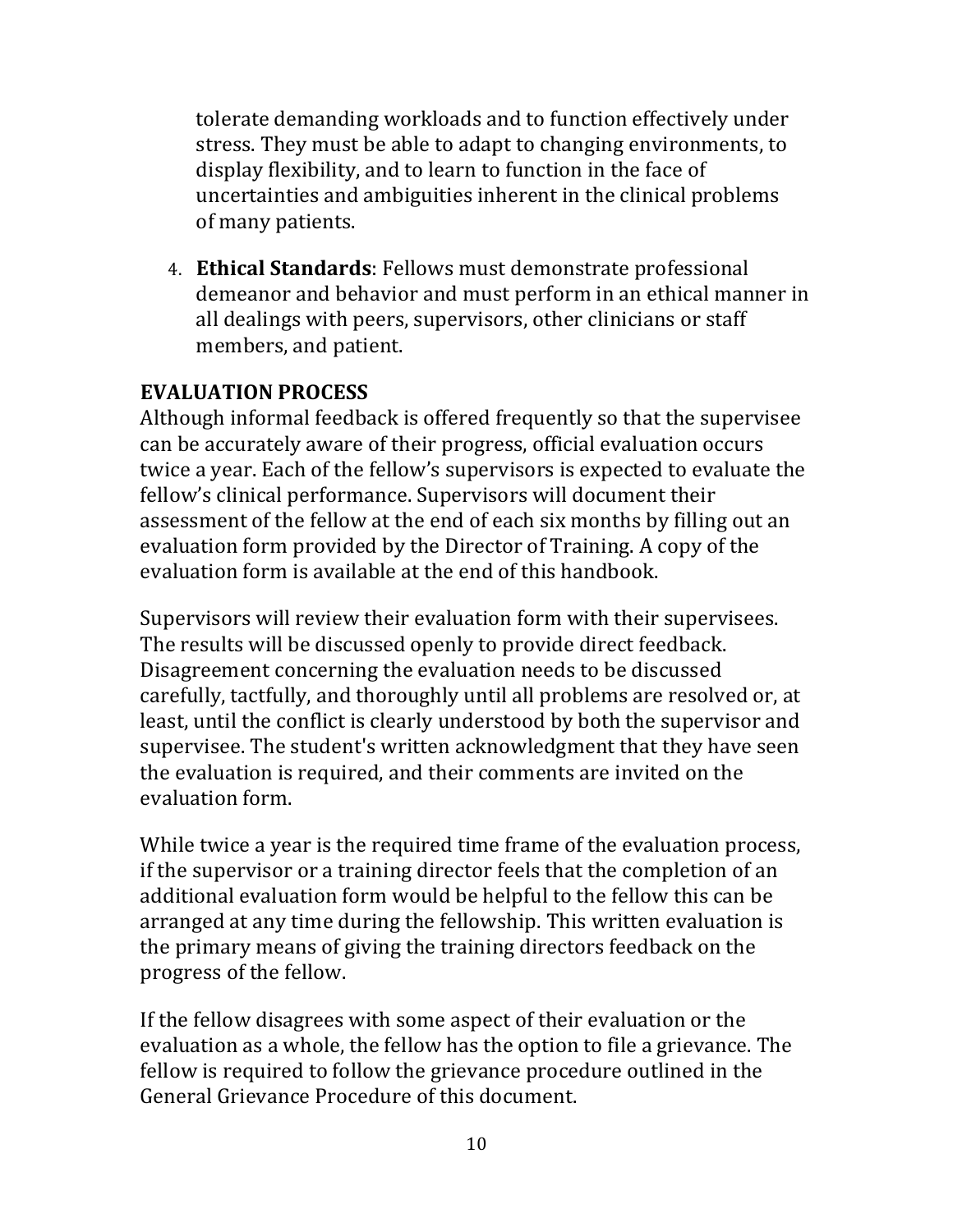tolerate demanding workloads and to function effectively under stress. They must be able to adapt to changing environments, to display flexibility, and to learn to function in the face of uncertainties and ambiguities inherent in the clinical problems of many patients.

4. **Ethical Standards**: Fellows must demonstrate professional demeanor and behavior and must perform in an ethical manner in all dealings with peers, supervisors, other clinicians or staff members, and patient.

## EVALUATION PROCESS

Although informal feedback is offered frequently so that the supervisee can be accurately aware of their progress, official evaluation occurs twice a year. Each of the fellow's supervisors is expected to evaluate the fellow's clinical performance. Supervisors will document their assessment of the fellow at the end of each six months by filling out an evaluation form provided by the Director of Training. A copy of the evaluation form is available at the end of this handbook.

Supervisors will review their evaluation form with their supervisees. The results will be discussed openly to provide direct feedback. Disagreement concerning the evaluation needs to be discussed carefully, tactfully, and thoroughly until all problems are resolved or, at least, until the conflict is clearly understood by both the supervisor and supervisee. The student's written acknowledgment that they have seen the evaluation is required, and their comments are invited on the evaluation form.

While twice a year is the required time frame of the evaluation process, if the supervisor or a training director feels that the completion of an additional evaluation form would be helpful to the fellow this can be arranged at any time during the fellowship. This written evaluation is the primary means of giving the training directors feedback on the progress of the fellow.

If the fellow disagrees with some aspect of their evaluation or the evaluation as a whole, the fellow has the option to file a grievance. The fellow is required to follow the grievance procedure outlined in the General Grievance Procedure of this document.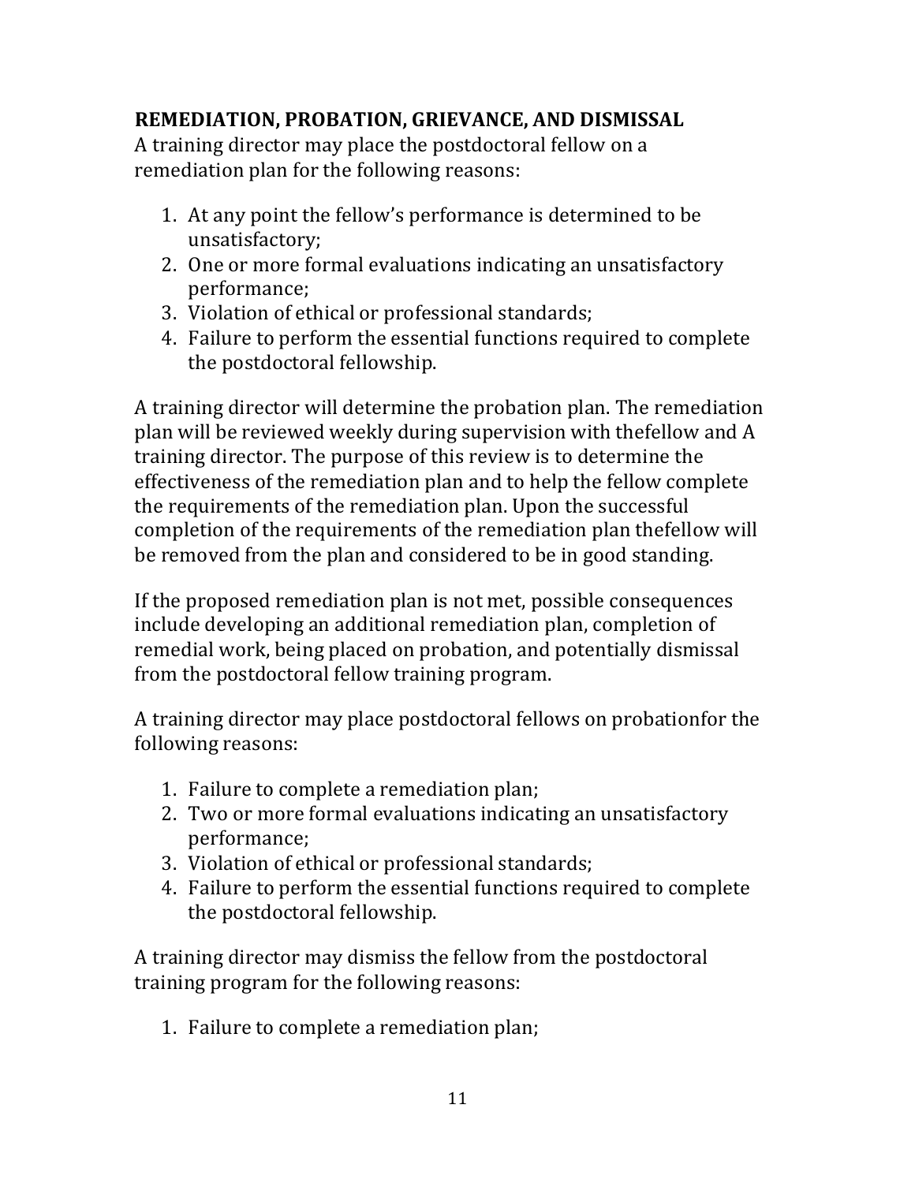**REMEDIATION, PROBATION, GRIEVANCE, AND DISMISSAL**

A training director may place the postdoctoral fellow on a remediation plan for the following reasons:

1. At any point the fellow's performance is determined to be unsatisfactory;
2. One or more formal evaluations indicating an unsatisfactory performance;
3. Violation of ethical or professional standards;
4. Failure to perform the essential functions required to complete the postdoctoral fellowship.

A training director will determine the probation plan. The remediation plan will be reviewed weekly during supervision with thefellow and A training director. The purpose of this review is to determine the effectiveness of the remediation plan and to help the fellow complete the requirements of the remediation plan. Upon the successful completion of the requirements of the remediation plan thefellow will be removed from the plan and considered to be in good standing.

If the proposed remediation plan is not met, possible consequences include developing an additional remediation plan, completion of remedial work, being placed on probation, and potentially dismissal from the postdoctoral fellow training program.

A training director may place postdoctoral fellows on probationfor the following reasons:

1. Failure to complete a remediation plan;
2. Two or more formal evaluations indicating an unsatisfactory performance;
3. Violation of ethical or professional standards;
4. Failure to perform the essential functions required to complete the postdoctoral fellowship.

A training director may dismiss the fellow from the postdoctoral training program for the following reasons:

1. Failure to complete a remediation plan;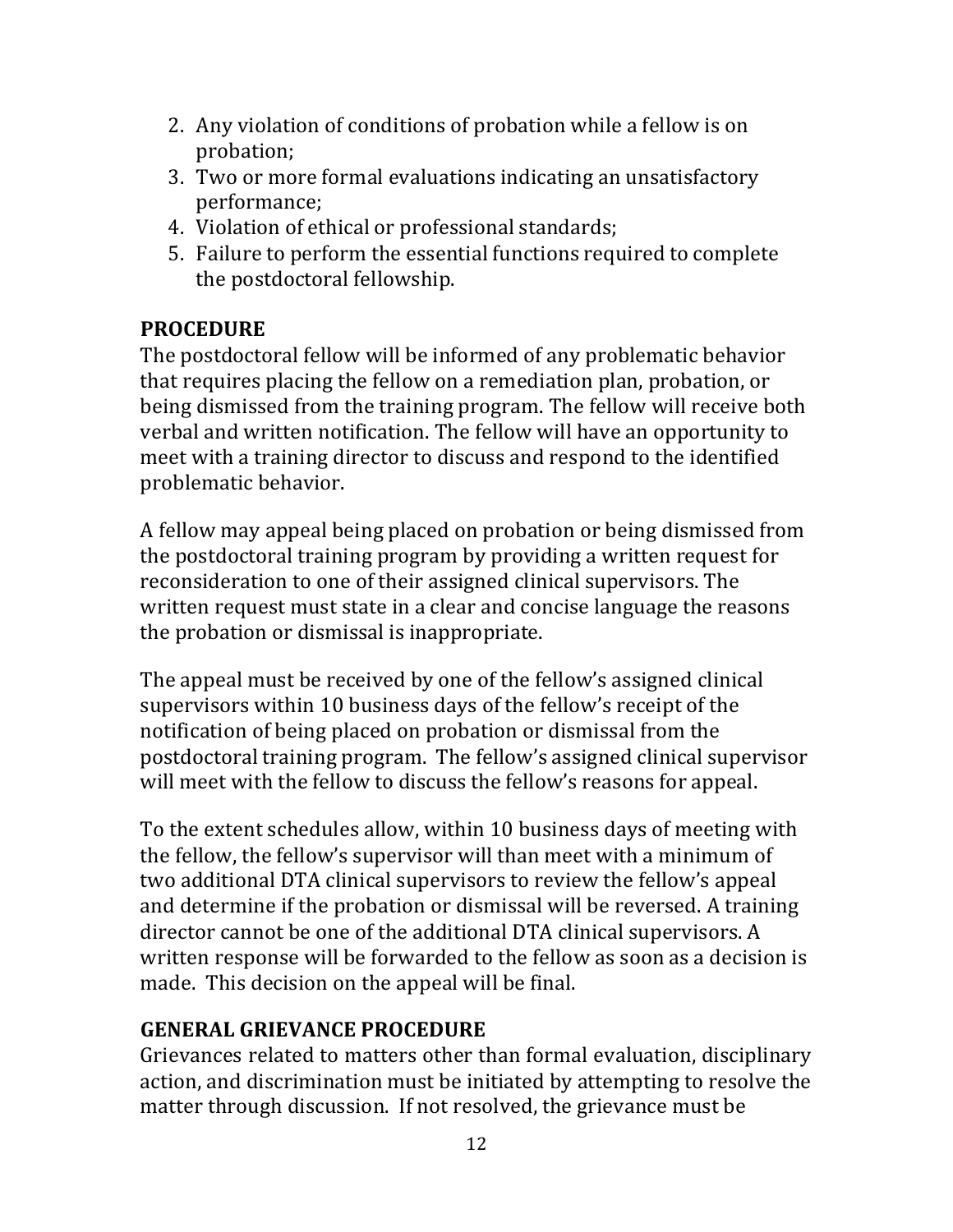2. Any violation of conditions of probation while a fellow is on probation;
3. Two or more formal evaluations indicating an unsatisfactory performance;
4. Violation of ethical or professional standards;
5. Failure to perform the essential functions required to complete the postdoctoral fellowship.

## PROCEDURE

The postdoctoral fellow will be informed of any problematic behavior that requires placing the fellow on a remediation plan, probation, or being dismissed from the training program. The fellow will receive both verbal and written notification. The fellow will have an opportunity to meet with a training director to discuss and respond to the identified problematic behavior.

A fellow may appeal being placed on probation or being dismissed from the postdoctoral training program by providing a written request for reconsideration to one of their assigned clinical supervisors. The written request must state in a clear and concise language the reasons the probation or dismissal is inappropriate.

The appeal must be received by one of the fellow's assigned clinical supervisors within 10 business days of the fellow's receipt of the notification of being placed on probation or dismissal from the postdoctoral training program. The fellow's assigned clinical supervisor will meet with the fellow to discuss the fellow's reasons for appeal.

To the extent schedules allow, within 10 business days of meeting with the fellow, the fellow's supervisor will than meet with a minimum of two additional DTA clinical supervisors to review the fellow's appeal and determine if the probation or dismissal will be reversed. A training director cannot be one of the additional DTA clinical supervisors. A written response will be forwarded to the fellow as soon as a decision is made. This decision on the appeal will be final.

## GENERAL GRIEVANCE PROCEDURE

Grievances related to matters other than formal evaluation, disciplinary action, and discrimination must be initiated by attempting to resolve the matter through discussion. If not resolved, the grievance must be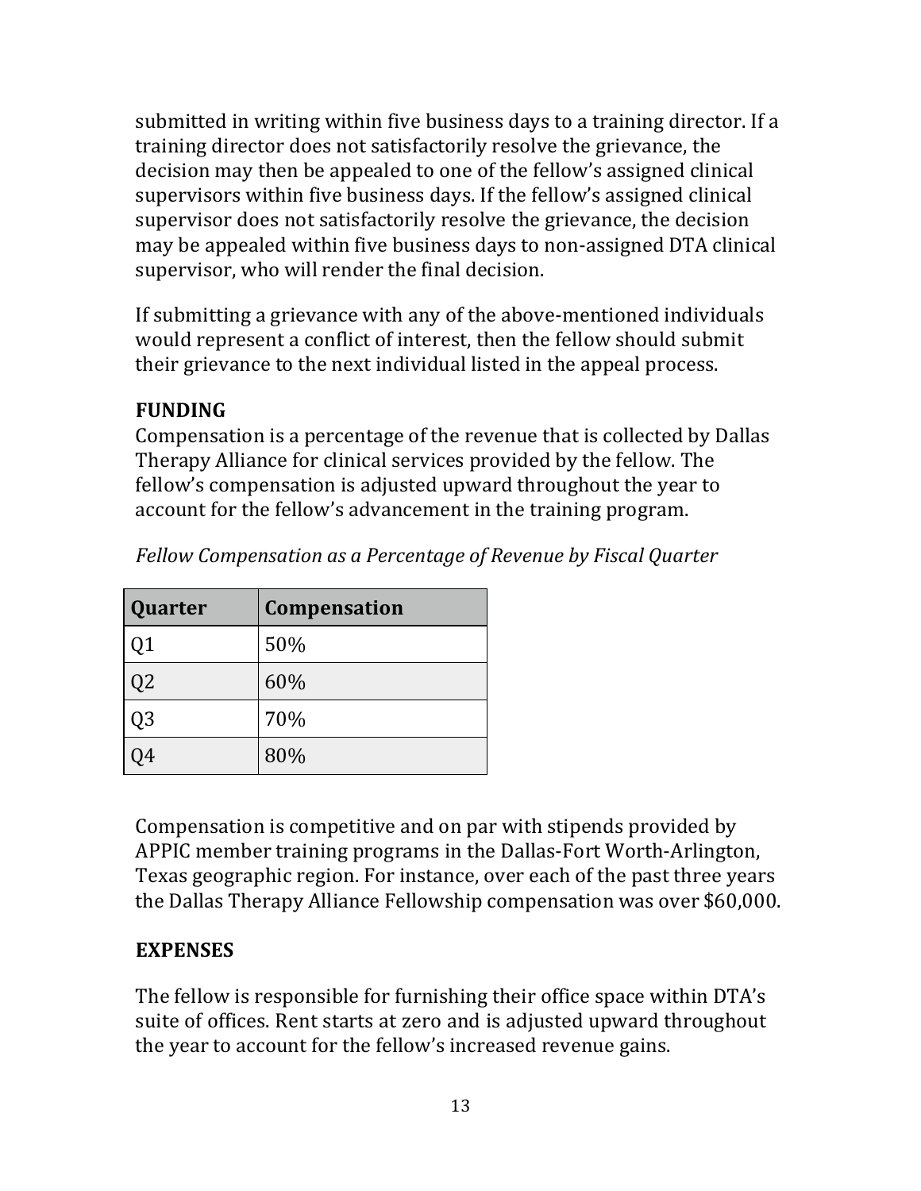submitted in writing within five business days to a training director. If a training director does not satisfactorily resolve the grievance, the decision may then be appealed to one of the fellow's assigned clinical supervisors within five business days. If the fellow's assigned clinical supervisor does not satisfactorily resolve the grievance, the decision may be appealed within five business days to non-assigned DTA clinical supervisor, who will render the final decision.

If submitting a grievance with any of the above-mentioned individuals would represent a conflict of interest, then the fellow should submit their grievance to the next individual listed in the appeal process.

**FUNDING**

Compensation is a percentage of the revenue that is collected by Dallas Therapy Alliance for clinical services provided by the fellow. The fellow's compensation is adjusted upward throughout the year to account for the fellow's advancement in the training program.

*Fellow Compensation as a Percentage of Revenue by Fiscal Quarter*

| Quarter | Compensation |
| --- | --- |
| Q1 | 50% |
| Q2 | 60% |
| Q3 | 70% |
| Q4 | 80% |

Compensation is competitive and on par with stipends provided by APPIC member training programs in the Dallas-Fort Worth-Arlington, Texas geographic region. For instance, over each of the past three years the Dallas Therapy Alliance Fellowship compensation was over $60,000.

**EXPENSES**

The fellow is responsible for furnishing their office space within DTA's suite of offices. Rent starts at zero and is adjusted upward throughout the year to account for the fellow's increased revenue gains.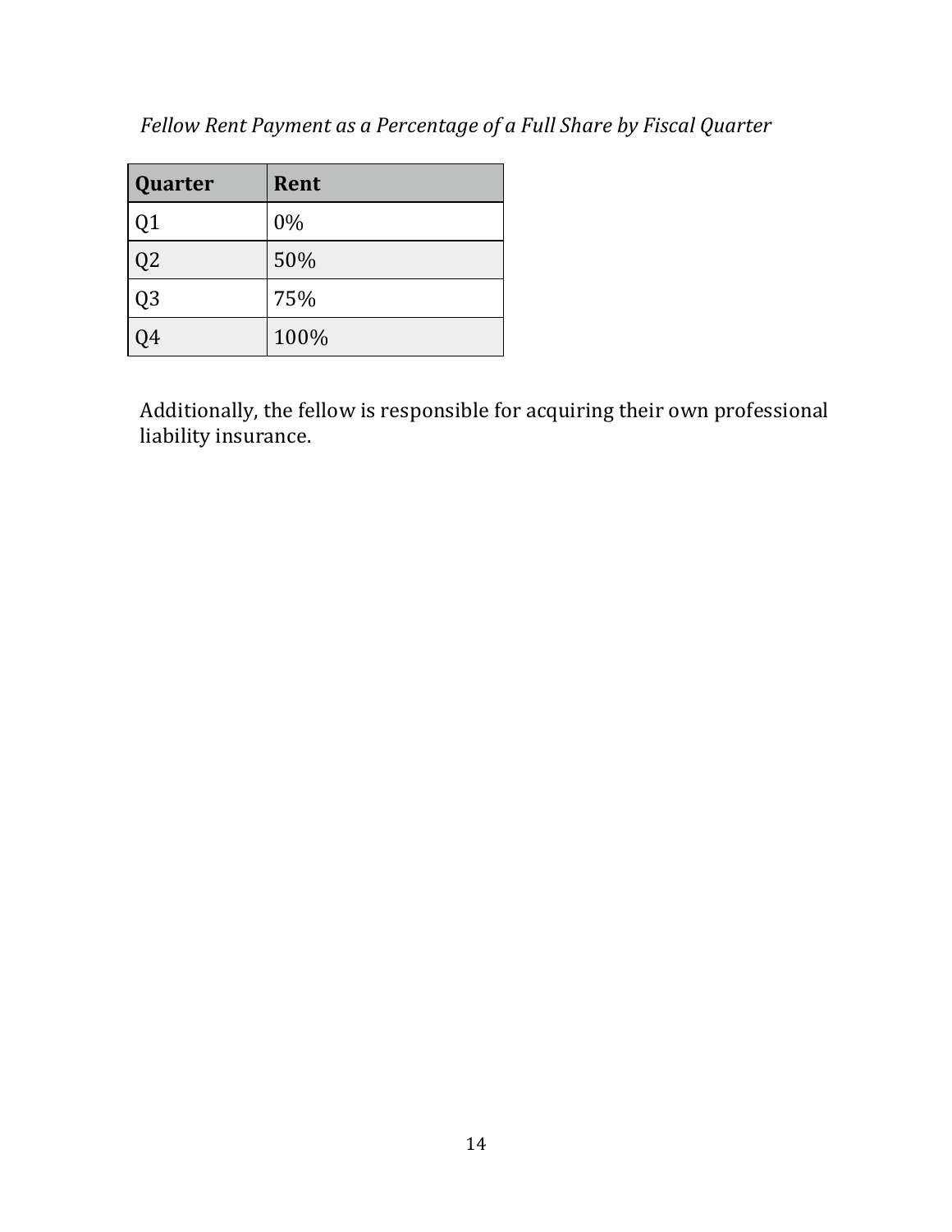*Fellow Rent Payment as a Percentage of a Full Share by Fiscal Quarter*

| Quarter | Rent |
| --- | --- |
| Q1 | 0% |
| Q2 | 50% |
| Q3 | 75% |
| Q4 | 100% |

Additionally, the fellow is responsible for acquiring their own professional liability insurance.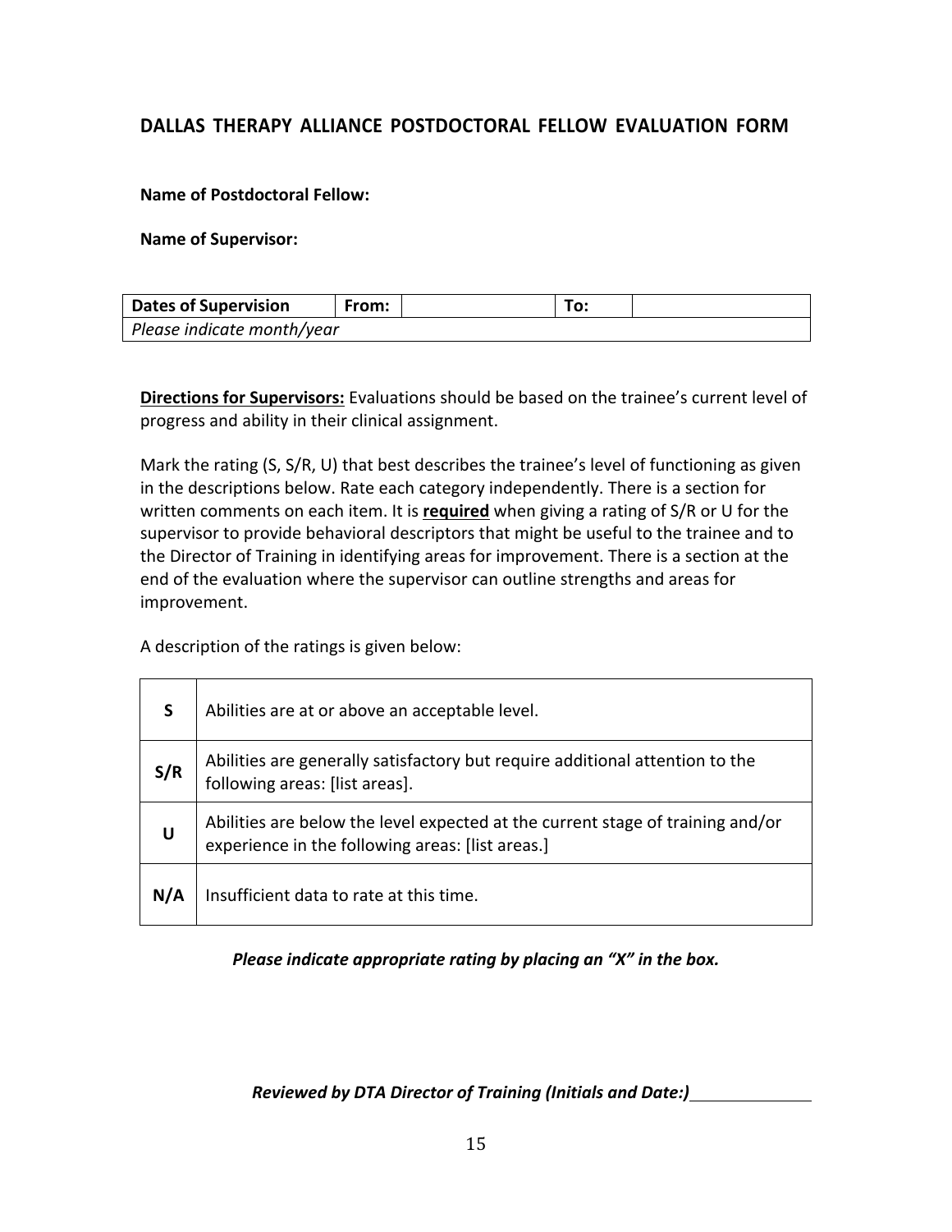## DALLAS THERAPY ALLIANCE POSTDOCTORAL FELLOW EVALUATION FORM

**Name of Postdoctoral Fellow:**

**Name of Supervisor:**

| **Dates of Supervision** | **From:** | | **To:** | |
|---|---|---|---|---|
| *Please indicate month/year* | | | | |

**<u>Directions for Supervisors:</u>** Evaluations should be based on the trainee's current level of progress and ability in their clinical assignment.

Mark the rating (S, S/R, U) that best describes the trainee's level of functioning as given in the descriptions below. Rate each category independently. There is a section for written comments on each item. It is **<u>required</u>** when giving a rating of S/R or U for the supervisor to provide behavioral descriptors that might be useful to the trainee and to the Director of Training in identifying areas for improvement. There is a section at the end of the evaluation where the supervisor can outline strengths and areas for improvement.

A description of the ratings is given below:

| | |
|---|---|
| **S** | Abilities are at or above an acceptable level. |
| **S/R** | Abilities are generally satisfactory but require additional attention to the following areas: [list areas]. |
| **U** | Abilities are below the level expected at the current stage of training and/or experience in the following areas: [list areas.] |
| **N/A** | Insufficient data to rate at this time. |

***Please indicate appropriate rating by placing an "X" in the box.***

***Reviewed by DTA Director of Training (Initials and Date:)*** \_\_\_\_\_\_\_\_\_\_\_\_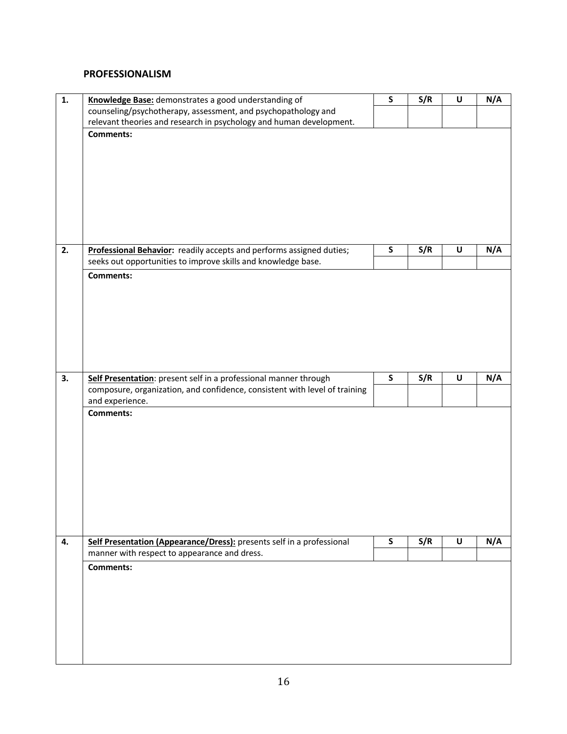## PROFESSIONALISM

| # | Item | S | S/R | U | N/A |
|---|---|---|---|---|---|
| 1. | **Knowledge Base:** demonstrates a good understanding of counseling/psychotherapy, assessment, and psychopathology and relevant theories and research in psychology and human development. | | | | |
| | **Comments:** | | | | |
| 2. | **Professional Behavior:** readily accepts and performs assigned duties; seeks out opportunities to improve skills and knowledge base. | | | | |
| | **Comments:** | | | | |
| 3. | **Self Presentation**: present self in a professional manner through composure, organization, and confidence, consistent with level of training and experience. | | | | |
| | **Comments:** | | | | |
| 4. | **Self Presentation (Appearance/Dress):** presents self in a professional manner with respect to appearance and dress. | | | | |
| | **Comments:** | | | | |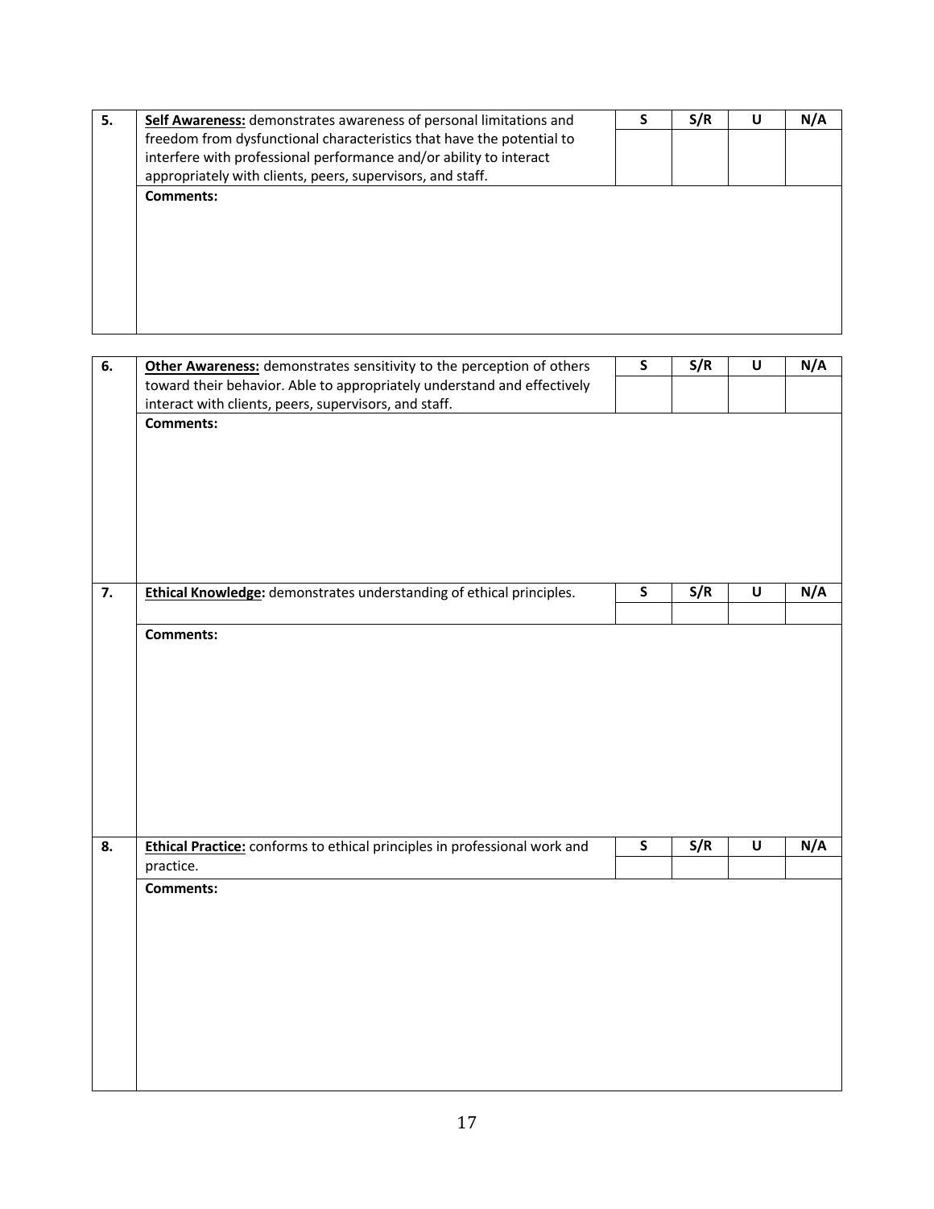| 5. | **<u>Self Awareness:</u>** demonstrates awareness of personal limitations and freedom from dysfunctional characteristics that have the potential to interfere with professional performance and/or ability to interact appropriately with clients, peers, supervisors, and staff. | S | S/R | U | N/A |
|---|---|---|---|---|---|
| | | | | | |
| | **Comments:** | | | | |

| 6. | **<u>Other Awareness:</u>** demonstrates sensitivity to the perception of others toward their behavior. Able to appropriately understand and effectively interact with clients, peers, supervisors, and staff. | S | S/R | U | N/A |
|---|---|---|---|---|---|
| | | | | | |
| | **Comments:** | | | | |
| 7. | **<u>Ethical Knowledge</u>:** demonstrates understanding of ethical principles. | S | S/R | U | N/A |
| | | | | | |
| | **Comments:** | | | | |
| 8. | **<u>Ethical Practice:</u>** conforms to ethical principles in professional work and practice. | S | S/R | U | N/A |
| | | | | | |
| | **Comments:** | | | | |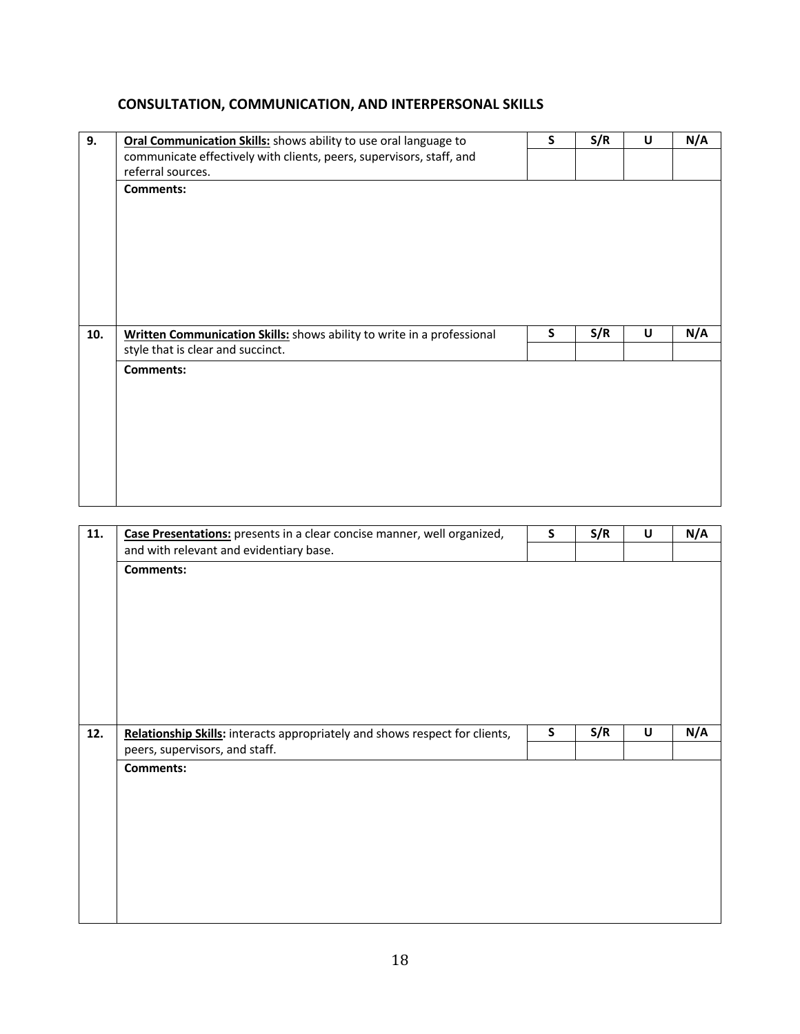## CONSULTATION, COMMUNICATION, AND INTERPERSONAL SKILLS

| | | S | S/R | U | N/A |
|---|---|---|---|---|---|
| **9.** | **Oral Communication Skills:** shows ability to use oral language to communicate effectively with clients, peers, supervisors, staff, and referral sources. | | | | |
| | **Comments:** | | | | |
| **10.** | **Written Communication Skills:** shows ability to write in a professional style that is clear and succinct. | | | | |
| | **Comments:** | | | | |

| | | S | S/R | U | N/A |
|---|---|---|---|---|---|
| **11.** | **Case Presentations:** presents in a clear concise manner, well organized, and with relevant and evidentiary base. | | | | |
| | **Comments:** | | | | |
| **12.** | **Relationship Skills:** interacts appropriately and shows respect for clients, peers, supervisors, and staff. | | | | |
| | **Comments:** | | | | |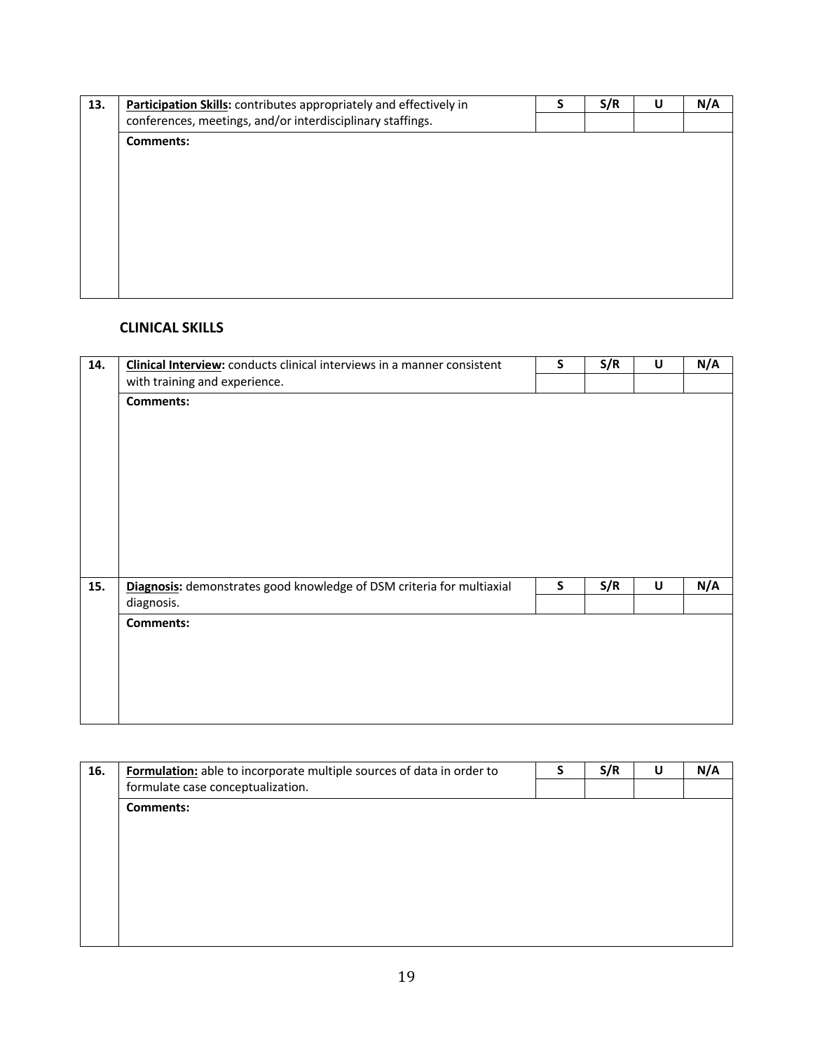| 13. | **Participation Skills:** contributes appropriately and effectively in conferences, meetings, and/or interdisciplinary staffings. | S | S/R | U | N/A |
|---|---|---|---|---|---|
| | **Comments:** | | | | |

## CLINICAL SKILLS

| 14. | **Clinical Interview:** conducts clinical interviews in a manner consistent with training and experience. | S | S/R | U | N/A |
|---|---|---|---|---|---|
| | **Comments:** | | | | |
| 15. | **Diagnosis:** demonstrates good knowledge of DSM criteria for multiaxial diagnosis. | S | S/R | U | N/A |
| | **Comments:** | | | | |

| 16. | **Formulation:** able to incorporate multiple sources of data in order to formulate case conceptualization. | S | S/R | U | N/A |
|---|---|---|---|---|---|
| | **Comments:** | | | | |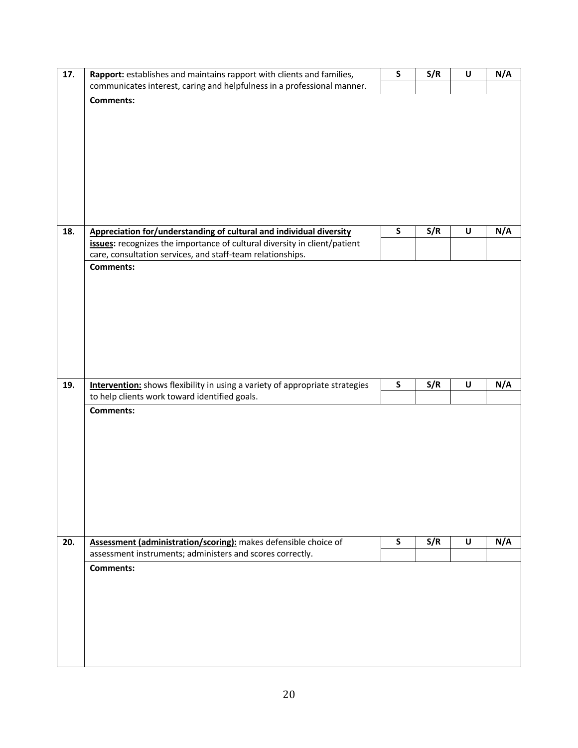| | | S | S/R | U | N/A |
|---|---|---|---|---|---|
| 17. | **Rapport:** establishes and maintains rapport with clients and families, communicates interest, caring and helpfulness in a professional manner. | | | | |
| | **Comments:** | | | | |

| | | S | S/R | U | N/A |
|---|---|---|---|---|---|
| 18. | **Appreciation for/understanding of cultural and individual diversity issues:** recognizes the importance of cultural diversity in client/patient care, consultation services, and staff-team relationships. | | | | |
| | **Comments:** | | | | |

| | | S | S/R | U | N/A |
|---|---|---|---|---|---|
| 19. | **Intervention:** shows flexibility in using a variety of appropriate strategies to help clients work toward identified goals. | | | | |
| | **Comments:** | | | | |

| | | S | S/R | U | N/A |
|---|---|---|---|---|---|
| 20. | **Assessment (administration/scoring):** makes defensible choice of assessment instruments; administers and scores correctly. | | | | |
| | **Comments:** | | | | |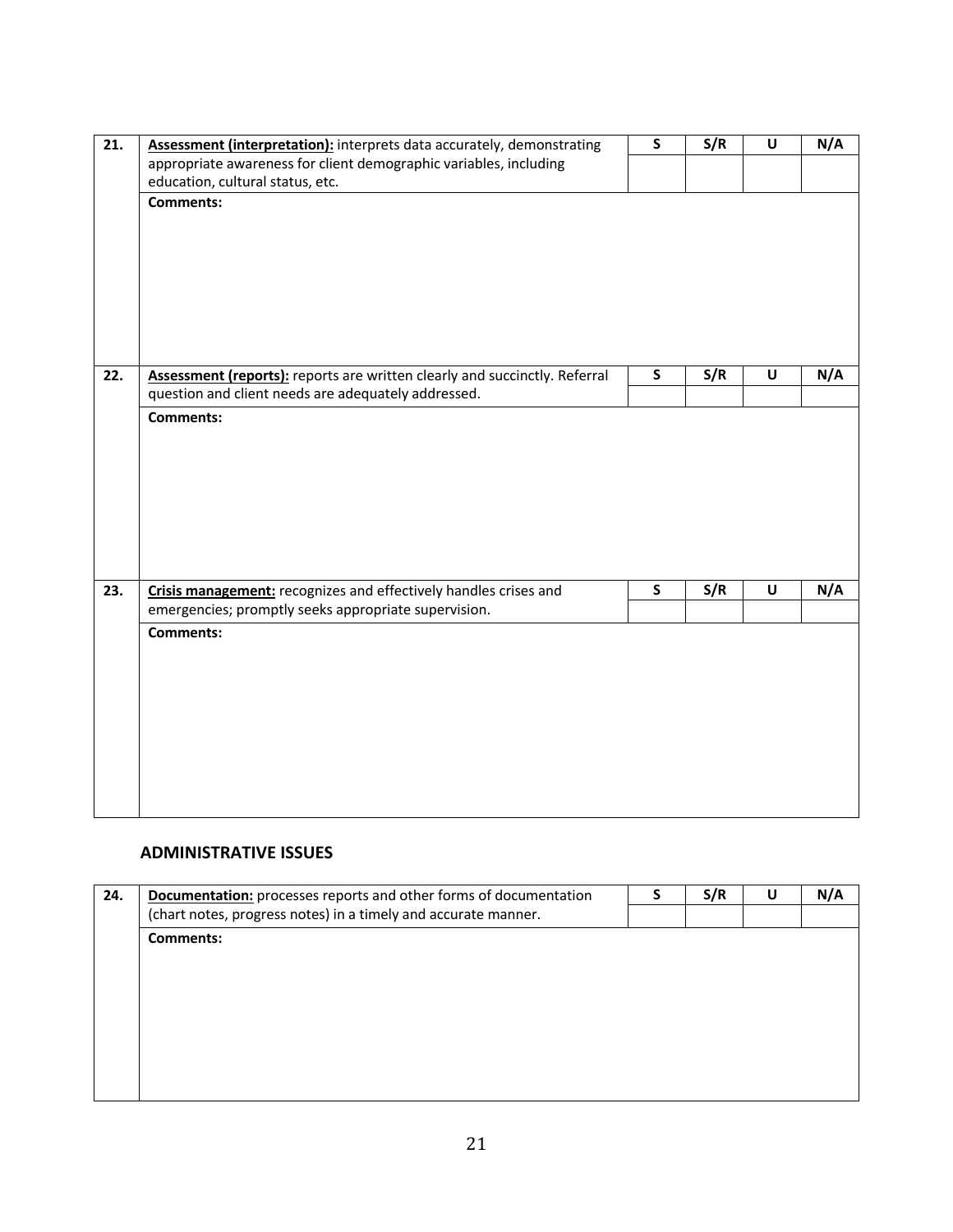| # | Item | S | S/R | U | N/A |
|---|---|---|---|---|---|
| 21. | **Assessment (interpretation):** interprets data accurately, demonstrating appropriate awareness for client demographic variables, including education, cultural status, etc. | | | | |
| | **Comments:** | | | | |

| # | Item | S | S/R | U | N/A |
|---|---|---|---|---|---|
| 22. | **Assessment (reports):** reports are written clearly and succinctly. Referral question and client needs are adequately addressed. | | | | |
| | **Comments:** | | | | |

| # | Item | S | S/R | U | N/A |
|---|---|---|---|---|---|
| 23. | **Crisis management:** recognizes and effectively handles crises and emergencies; promptly seeks appropriate supervision. | | | | |
| | **Comments:** | | | | |

## ADMINISTRATIVE ISSUES

| # | Item | S | S/R | U | N/A |
|---|---|---|---|---|---|
| 24. | **Documentation:** processes reports and other forms of documentation (chart notes, progress notes) in a timely and accurate manner. | | | | |
| | **Comments:** | | | | |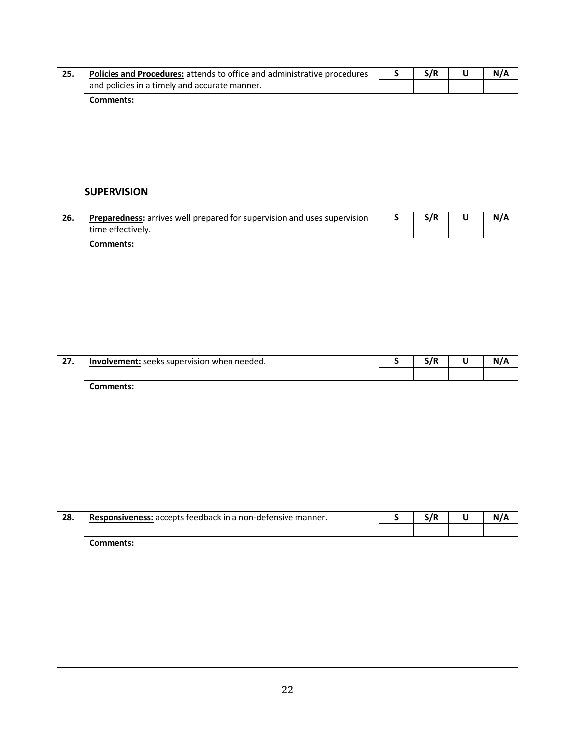| 25. | **<u>Policies and Procedures:</u>** attends to office and administrative procedures and policies in a timely and accurate manner. | S | S/R | U | N/A |
|---|---|---|---|---|---|
| | | | | | |
| | **Comments:** | | | | |

## SUPERVISION

| 26. | **<u>Preparedness:</u>** arrives well prepared for supervision and uses supervision time effectively. | S | S/R | U | N/A |
|---|---|---|---|---|---|
| | | | | | |
| | **Comments:** | | | | |
| **27.** | **<u>Involvement:</u>** seeks supervision when needed. | **S** | **S/R** | **U** | **N/A** |
| | | | | | |
| | **Comments:** | | | | |
| **28.** | **<u>Responsiveness:</u>** accepts feedback in a non-defensive manner. | **S** | **S/R** | **U** | **N/A** |
| | | | | | |
| | **Comments:** | | | | |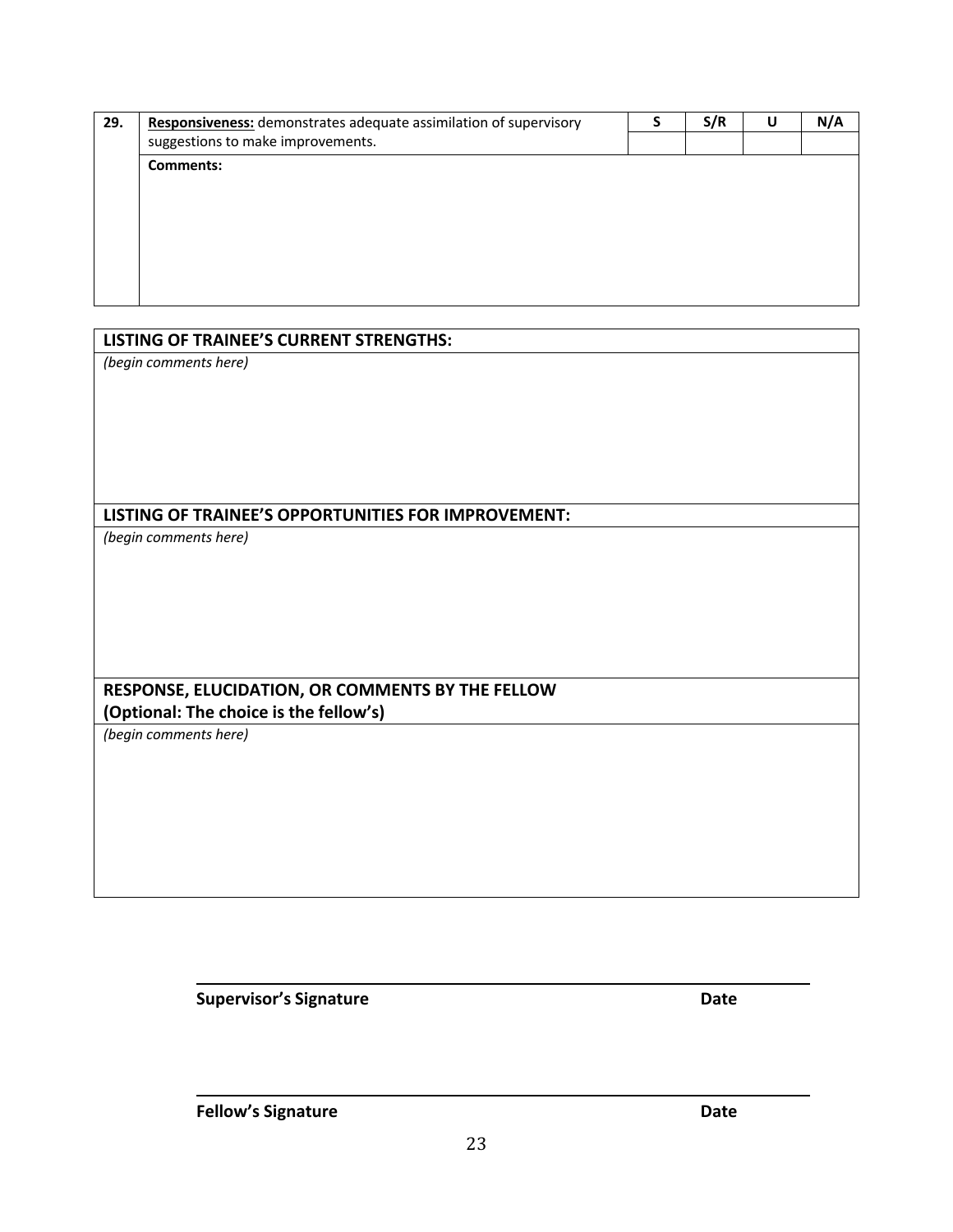| 29. | **Responsiveness:** demonstrates adequate assimilation of supervisory suggestions to make improvements. | S | S/R | U | N/A |
|---|---|---|---|---|---|
| | **Comments:** | | | | |

| **LISTING OF TRAINEE'S CURRENT STRENGTHS:** |
|---|
| *(begin comments here)* |

| **LISTING OF TRAINEE'S OPPORTUNITIES FOR IMPROVEMENT:** |
|---|
| *(begin comments here)* |

| **RESPONSE, ELUCIDATION, OR COMMENTS BY THE FELLOW (Optional: The choice is the fellow's)** |
|---|
| *(begin comments here)* |

**Supervisor's Signature** **Date**

**Fellow's Signature** **Date**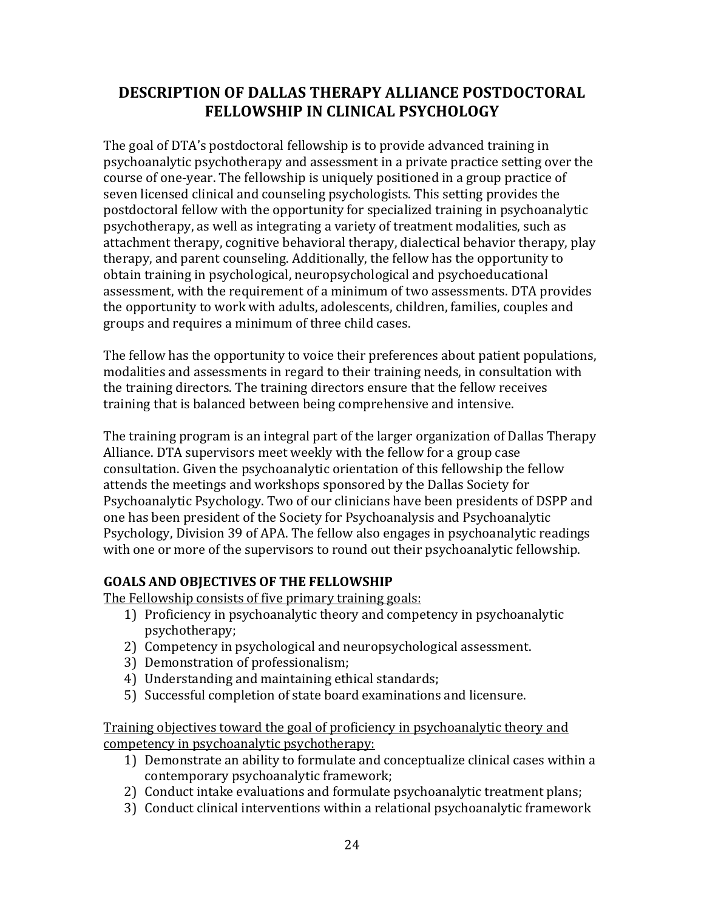## DESCRIPTION OF DALLAS THERAPY ALLIANCE POSTDOCTORAL FELLOWSHIP IN CLINICAL PSYCHOLOGY

The goal of DTA's postdoctoral fellowship is to provide advanced training in psychoanalytic psychotherapy and assessment in a private practice setting over the course of one-year. The fellowship is uniquely positioned in a group practice of seven licensed clinical and counseling psychologists. This setting provides the postdoctoral fellow with the opportunity for specialized training in psychoanalytic psychotherapy, as well as integrating a variety of treatment modalities, such as attachment therapy, cognitive behavioral therapy, dialectical behavior therapy, play therapy, and parent counseling. Additionally, the fellow has the opportunity to obtain training in psychological, neuropsychological and psychoeducational assessment, with the requirement of a minimum of two assessments. DTA provides the opportunity to work with adults, adolescents, children, families, couples and groups and requires a minimum of three child cases.

The fellow has the opportunity to voice their preferences about patient populations, modalities and assessments in regard to their training needs, in consultation with the training directors. The training directors ensure that the fellow receives training that is balanced between being comprehensive and intensive.

The training program is an integral part of the larger organization of Dallas Therapy Alliance. DTA supervisors meet weekly with the fellow for a group case consultation. Given the psychoanalytic orientation of this fellowship the fellow attends the meetings and workshops sponsored by the Dallas Society for Psychoanalytic Psychology. Two of our clinicians have been presidents of DSPP and one has been president of the Society for Psychoanalysis and Psychoanalytic Psychology, Division 39 of APA. The fellow also engages in psychoanalytic readings with one or more of the supervisors to round out their psychoanalytic fellowship.

### GOALS AND OBJECTIVES OF THE FELLOWSHIP

<u>The Fellowship consists of five primary training goals:</u>

1) Proficiency in psychoanalytic theory and competency in psychoanalytic psychotherapy;
2) Competency in psychological and neuropsychological assessment.
3) Demonstration of professionalism;
4) Understanding and maintaining ethical standards;
5) Successful completion of state board examinations and licensure.

<u>Training objectives toward the goal of proficiency in psychoanalytic theory and competency in psychoanalytic psychotherapy:</u>

1) Demonstrate an ability to formulate and conceptualize clinical cases within a contemporary psychoanalytic framework;
2) Conduct intake evaluations and formulate psychoanalytic treatment plans;
3) Conduct clinical interventions within a relational psychoanalytic framework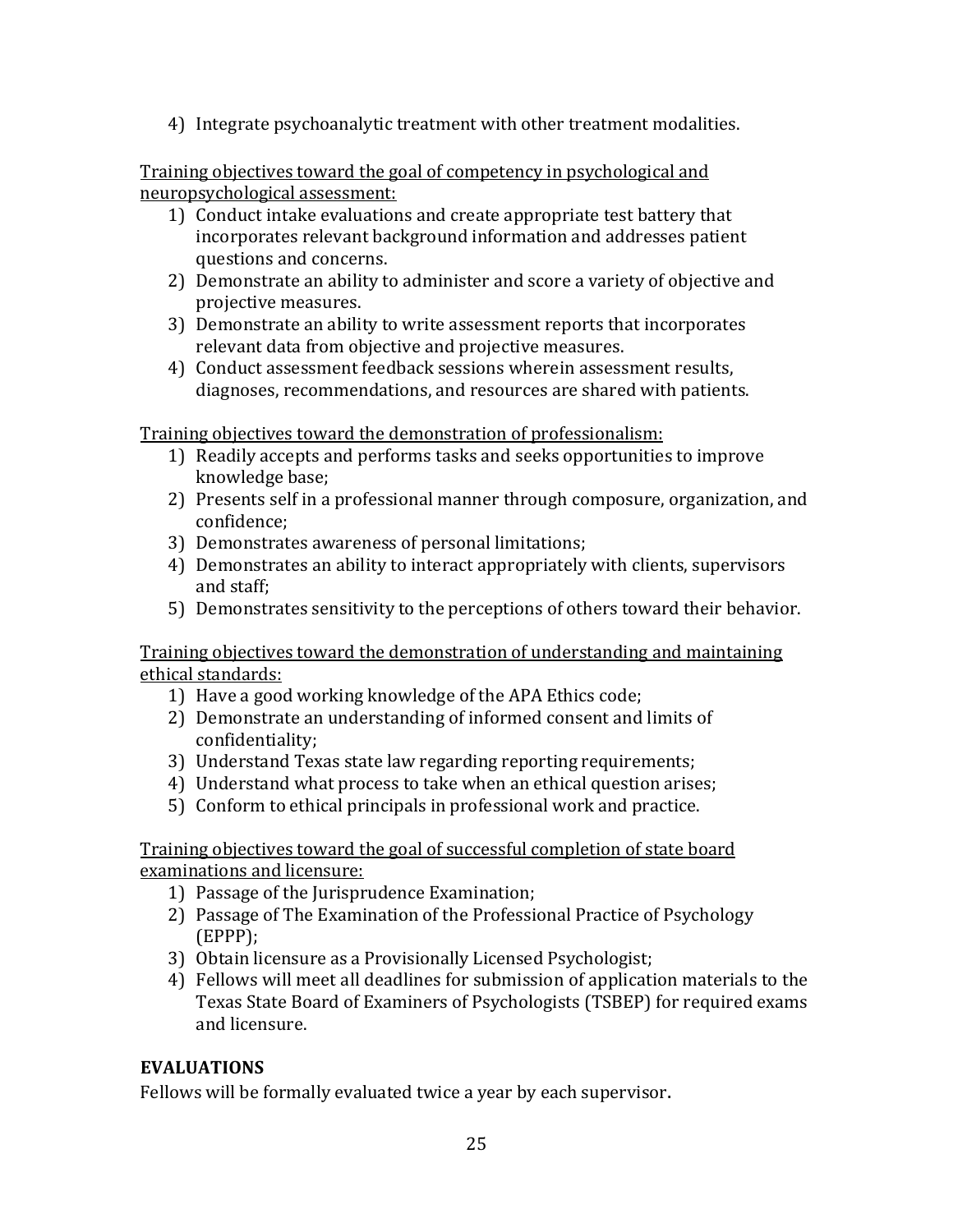4) Integrate psychoanalytic treatment with other treatment modalities.

<u>Training objectives toward the goal of competency in psychological and neuropsychological assessment:</u>

1) Conduct intake evaluations and create appropriate test battery that incorporates relevant background information and addresses patient questions and concerns.
2) Demonstrate an ability to administer and score a variety of objective and projective measures.
3) Demonstrate an ability to write assessment reports that incorporates relevant data from objective and projective measures.
4) Conduct assessment feedback sessions wherein assessment results, diagnoses, recommendations, and resources are shared with patients.

<u>Training objectives toward the demonstration of professionalism:</u>

1) Readily accepts and performs tasks and seeks opportunities to improve knowledge base;
2) Presents self in a professional manner through composure, organization, and confidence;
3) Demonstrates awareness of personal limitations;
4) Demonstrates an ability to interact appropriately with clients, supervisors and staff;
5) Demonstrates sensitivity to the perceptions of others toward their behavior.

<u>Training objectives toward the demonstration of understanding and maintaining ethical standards:</u>

1) Have a good working knowledge of the APA Ethics code;
2) Demonstrate an understanding of informed consent and limits of confidentiality;
3) Understand Texas state law regarding reporting requirements;
4) Understand what process to take when an ethical question arises;
5) Conform to ethical principals in professional work and practice.

<u>Training objectives toward the goal of successful completion of state board examinations and licensure:</u>

1) Passage of the Jurisprudence Examination;
2) Passage of The Examination of the Professional Practice of Psychology (EPPP);
3) Obtain licensure as a Provisionally Licensed Psychologist;
4) Fellows will meet all deadlines for submission of application materials to the Texas State Board of Examiners of Psychologists (TSBEP) for required exams and licensure.

**EVALUATIONS**

Fellows will be formally evaluated twice a year by each supervisor.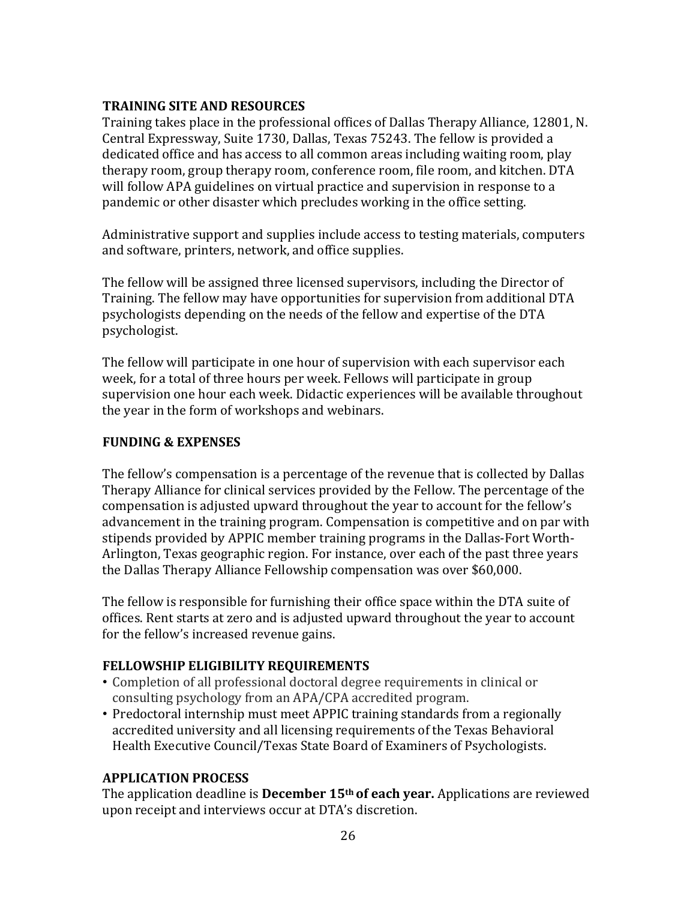## TRAINING SITE AND RESOURCES

Training takes place in the professional offices of Dallas Therapy Alliance, 12801, N. Central Expressway, Suite 1730, Dallas, Texas 75243. The fellow is provided a dedicated office and has access to all common areas including waiting room, play therapy room, group therapy room, conference room, file room, and kitchen. DTA will follow APA guidelines on virtual practice and supervision in response to a pandemic or other disaster which precludes working in the office setting.

Administrative support and supplies include access to testing materials, computers and software, printers, network, and office supplies.

The fellow will be assigned three licensed supervisors, including the Director of Training. The fellow may have opportunities for supervision from additional DTA psychologists depending on the needs of the fellow and expertise of the DTA psychologist.

The fellow will participate in one hour of supervision with each supervisor each week, for a total of three hours per week. Fellows will participate in group supervision one hour each week. Didactic experiences will be available throughout the year in the form of workshops and webinars.

## FUNDING & EXPENSES

The fellow's compensation is a percentage of the revenue that is collected by Dallas Therapy Alliance for clinical services provided by the Fellow. The percentage of the compensation is adjusted upward throughout the year to account for the fellow's advancement in the training program. Compensation is competitive and on par with stipends provided by APPIC member training programs in the Dallas-Fort Worth-Arlington, Texas geographic region. For instance, over each of the past three years the Dallas Therapy Alliance Fellowship compensation was over $60,000.

The fellow is responsible for furnishing their office space within the DTA suite of offices. Rent starts at zero and is adjusted upward throughout the year to account for the fellow's increased revenue gains.

## FELLOWSHIP ELIGIBILITY REQUIREMENTS

- Completion of all professional doctoral degree requirements in clinical or consulting psychology from an APA/CPA accredited program.
- Predoctoral internship must meet APPIC training standards from a regionally accredited university and all licensing requirements of the Texas Behavioral Health Executive Council/Texas State Board of Examiners of Psychologists.

## APPLICATION PROCESS

The application deadline is **December 15th of each year.** Applications are reviewed upon receipt and interviews occur at DTA's discretion.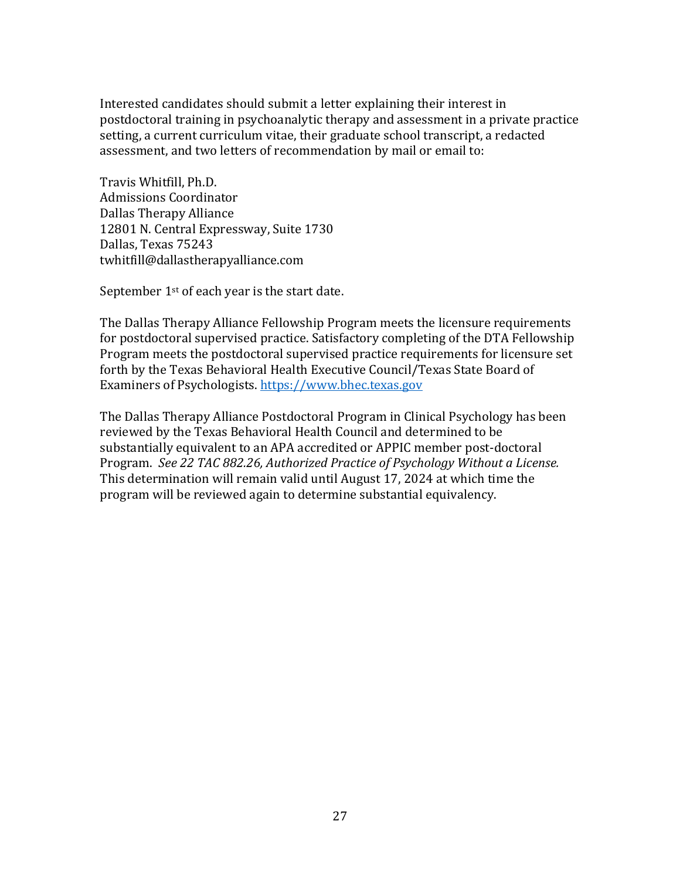Interested candidates should submit a letter explaining their interest in postdoctoral training in psychoanalytic therapy and assessment in a private practice setting, a current curriculum vitae, their graduate school transcript, a redacted assessment, and two letters of recommendation by mail or email to:

Travis Whitfill, Ph.D.  
Admissions Coordinator  
Dallas Therapy Alliance  
12801 N. Central Expressway, Suite 1730  
Dallas, Texas 75243  
twhitfill@dallastherapyalliance.com

September 1st of each year is the start date.

The Dallas Therapy Alliance Fellowship Program meets the licensure requirements for postdoctoral supervised practice. Satisfactory completing of the DTA Fellowship Program meets the postdoctoral supervised practice requirements for licensure set forth by the Texas Behavioral Health Executive Council/Texas State Board of Examiners of Psychologists. [https://www.bhec.texas.gov](https://www.bhec.texas.gov)

The Dallas Therapy Alliance Postdoctoral Program in Clinical Psychology has been reviewed by the Texas Behavioral Health Council and determined to be substantially equivalent to an APA accredited or APPIC member post-doctoral Program. *See 22 TAC 882.26, Authorized Practice of Psychology Without a License.* This determination will remain valid until August 17, 2024 at which time the program will be reviewed again to determine substantial equivalency.